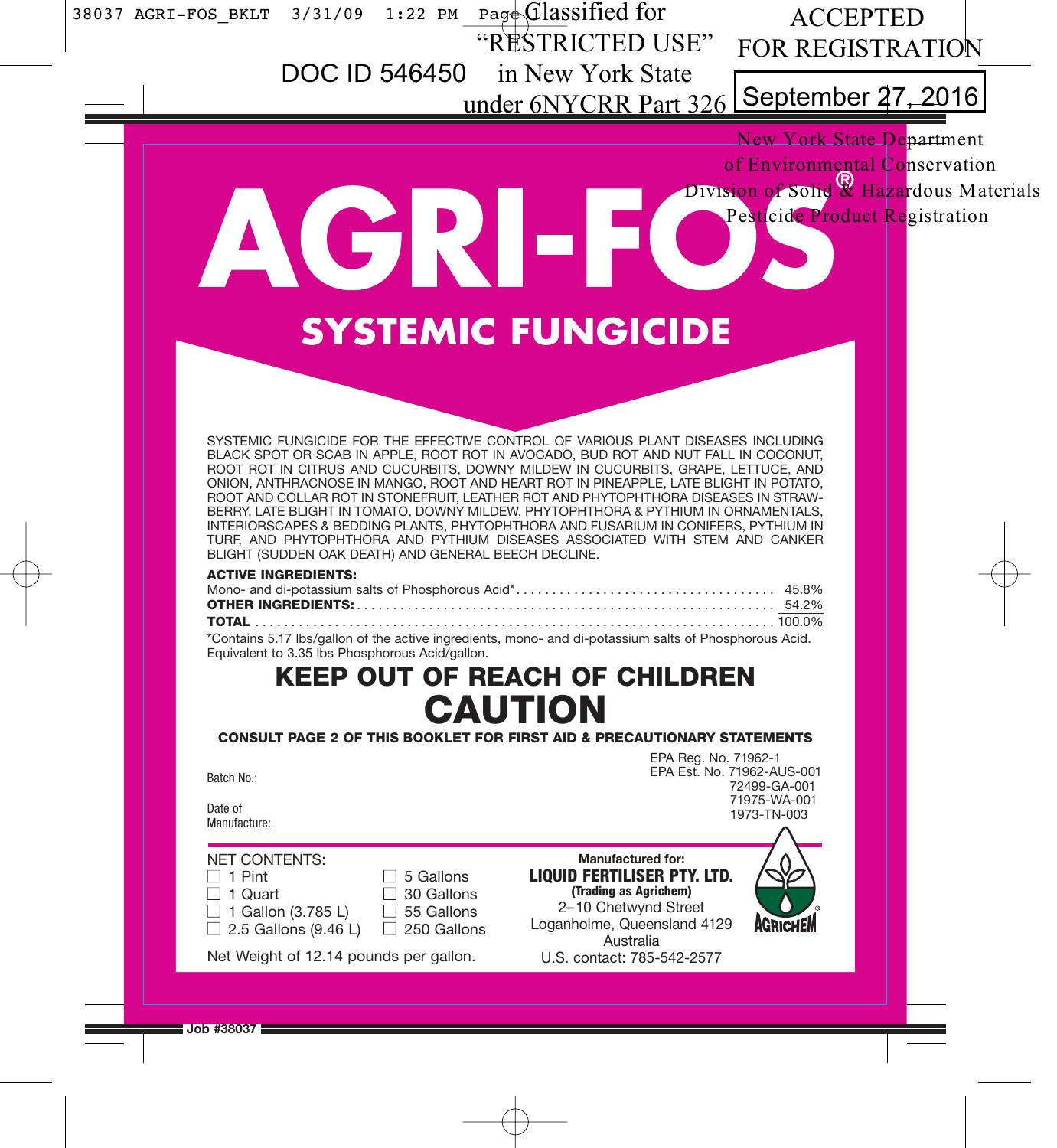Classified for "RESTRICTED USE" in New York State under 6NYCRR Part 326

DOC ID 546450

ACCEPTED FOR REGISTRATION

September 27, 2016

New York State Department of Environmental Conservation
Division of Solid & Hazardous Materials
Pesticide Product Registration

# AGRI-FOS®

## SYSTEMIC FUNGICIDE

SYSTEMIC FUNGICIDE FOR THE EFFECTIVE CONTROL OF VARIOUS PLANT DISEASES INCLUDING BLACK SPOT OR SCAB IN APPLE, ROOT ROT IN AVOCADO, BUD ROT AND NUT FALL IN COCONUT, ROOT ROT IN CITRUS AND CUCURBITS, DOWNY MILDEW IN CUCURBITS, GRAPE, LETTUCE, AND ONION, ANTHRACNOSE IN MANGO, ROOT AND HEART ROT IN PINEAPPLE, LATE BLIGHT IN POTATO, ROOT AND COLLAR ROT IN STONEFRUIT, LEATHER ROT AND PHYTOPHTHORA DISEASES IN STRAWBERRY, LATE BLIGHT IN TOMATO, DOWNY MILDEW, PHYTOPHTHORA & PYTHIUM IN ORNAMENTALS, INTERIORSCAPES & BEDDING PLANTS, PHYTOPHTHORA AND FUSARIUM IN CONIFERS, PYTHIUM IN TURF, AND PHYTOPHTHORA AND PYTHIUM DISEASES ASSOCIATED WITH STEM AND CANKER BLIGHT (SUDDEN OAK DEATH) AND GENERAL BEECH DECLINE.

**ACTIVE INGREDIENTS:**

| | |
|---|---|
| Mono- and di-potassium salts of Phosphorous Acid* | 45.8% |
| **OTHER INGREDIENTS:** | 54.2% |
| **TOTAL** | 100.0% |

*Contains 5.17 lbs/gallon of the active ingredients, mono- and di-potassium salts of Phosphorous Acid. Equivalent to 3.35 lbs Phosphorous Acid/gallon.

## KEEP OUT OF REACH OF CHILDREN

# CAUTION

**CONSULT PAGE 2 OF THIS BOOKLET FOR FIRST AID & PRECAUTIONARY STATEMENTS**

Batch No.:

Date of Manufacture:

EPA Reg. No. 71962-1
EPA Est. No. 71962-AUS-001
72499-GA-001
71975-WA-001
1973-TN-003

NET CONTENTS:
- ☐ 1 Pint
- ☐ 1 Quart
- ☐ 1 Gallon (3.785 L)
- ☐ 2.5 Gallons (9.46 L)
- ☐ 5 Gallons
- ☐ 30 Gallons
- ☐ 55 Gallons
- ☐ 250 Gallons

Net Weight of 12.14 pounds per gallon.

**Manufactured for:**
**LIQUID FERTILISER PTY. LTD.**
**(Trading as Agrichem)**
2–10 Chetwynd Street
Loganholme, Queensland 4129
Australia
U.S. contact: 785-542-2577

AGRICHEM®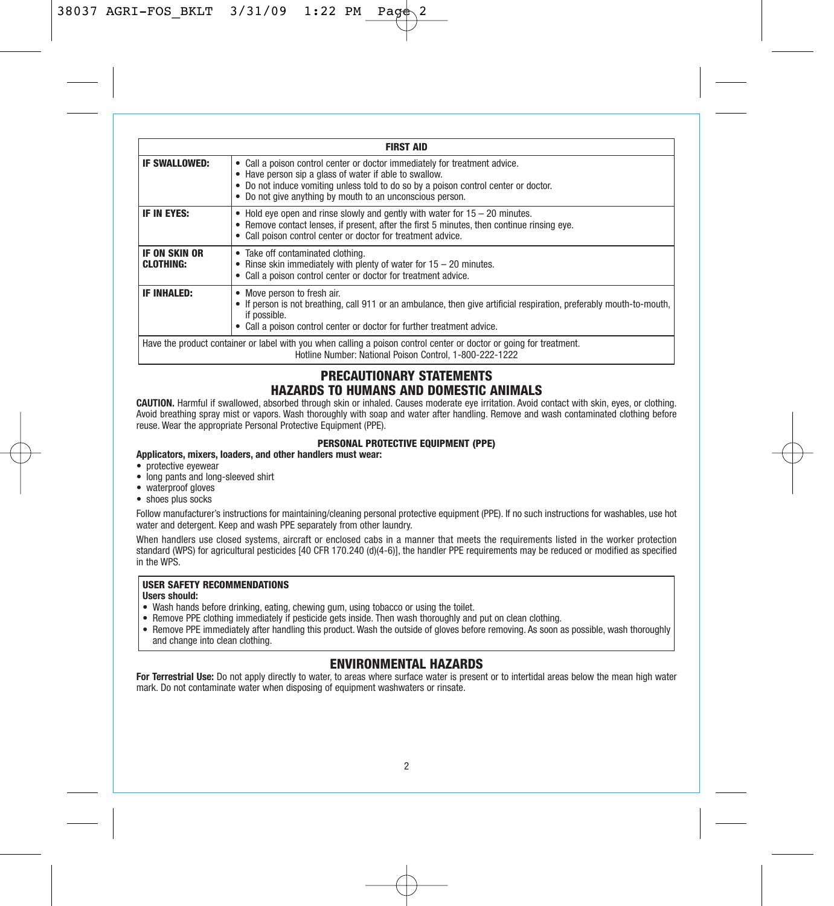| FIRST AID | |
|---|---|
| **IF SWALLOWED:** | • Call a poison control center or doctor immediately for treatment advice.<br>• Have person sip a glass of water if able to swallow.<br>• Do not induce vomiting unless told to do so by a poison control center or doctor.<br>• Do not give anything by mouth to an unconscious person. |
| **IF IN EYES:** | • Hold eye open and rinse slowly and gently with water for 15 – 20 minutes.<br>• Remove contact lenses, if present, after the first 5 minutes, then continue rinsing eye.<br>• Call poison control center or doctor for treatment advice. |
| **IF ON SKIN OR CLOTHING:** | • Take off contaminated clothing.<br>• Rinse skin immediately with plenty of water for 15 – 20 minutes.<br>• Call a poison control center or doctor for treatment advice. |
| **IF INHALED:** | • Move person to fresh air.<br>• If person is not breathing, call 911 or an ambulance, then give artificial respiration, preferably mouth-to-mouth, if possible.<br>• Call a poison control center or doctor for further treatment advice. |
| Have the product container or label with you when calling a poison control center or doctor or going for treatment.<br>Hotline Number: National Poison Control, 1-800-222-1222 | |

## PRECAUTIONARY STATEMENTS
## HAZARDS TO HUMANS AND DOMESTIC ANIMALS

**CAUTION.** Harmful if swallowed, absorbed through skin or inhaled. Causes moderate eye irritation. Avoid contact with skin, eyes, or clothing. Avoid breathing spray mist or vapors. Wash thoroughly with soap and water after handling. Remove and wash contaminated clothing before reuse. Wear the appropriate Personal Protective Equipment (PPE).

### PERSONAL PROTECTIVE EQUIPMENT (PPE)

**Applicators, mixers, loaders, and other handlers must wear:**

- protective eyewear
- long pants and long-sleeved shirt
- waterproof gloves
- shoes plus socks

Follow manufacturer's instructions for maintaining/cleaning personal protective equipment (PPE). If no such instructions for washables, use hot water and detergent. Keep and wash PPE separately from other laundry.

When handlers use closed systems, aircraft or enclosed cabs in a manner that meets the requirements listed in the worker protection standard (WPS) for agricultural pesticides [40 CFR 170.240 (d)(4-6)], the handler PPE requirements may be reduced or modified as specified in the WPS.

**USER SAFETY RECOMMENDATIONS**

**Users should:**

- Wash hands before drinking, eating, chewing gum, using tobacco or using the toilet.
- Remove PPE clothing immediately if pesticide gets inside. Then wash thoroughly and put on clean clothing.
- Remove PPE immediately after handling this product. Wash the outside of gloves before removing. As soon as possible, wash thoroughly and change into clean clothing.

## ENVIRONMENTAL HAZARDS

**For Terrestrial Use:** Do not apply directly to water, to areas where surface water is present or to intertidal areas below the mean high water mark. Do not contaminate water when disposing of equipment washwaters or rinsate.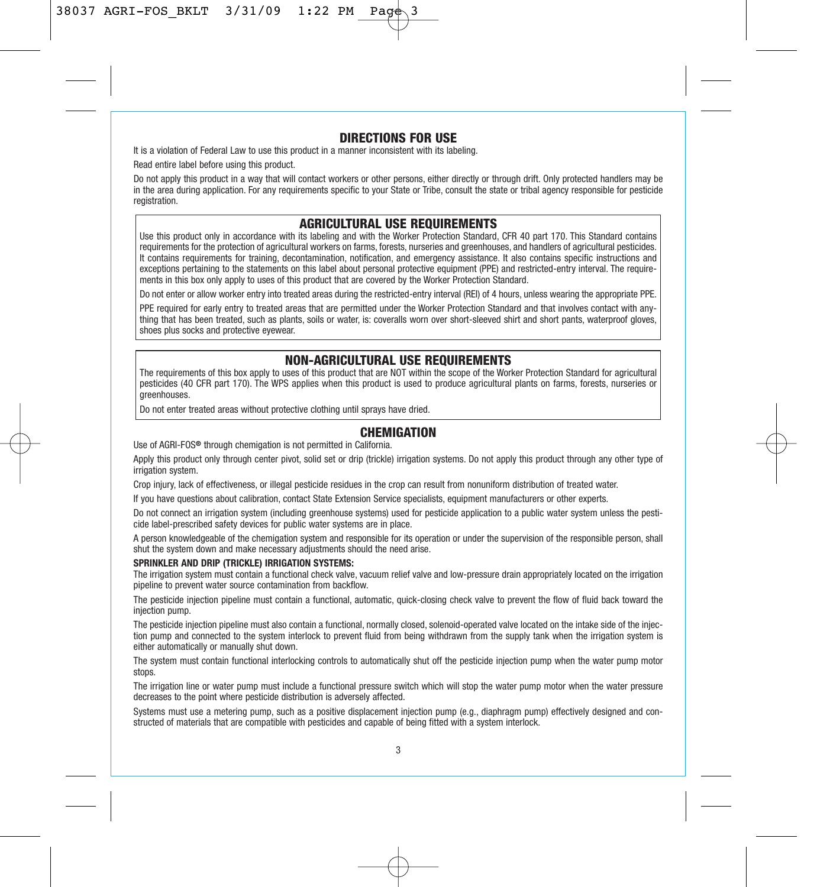## DIRECTIONS FOR USE

It is a violation of Federal Law to use this product in a manner inconsistent with its labeling.

Read entire label before using this product.

Do not apply this product in a way that will contact workers or other persons, either directly or through drift. Only protected handlers may be in the area during application. For any requirements specific to your State or Tribe, consult the state or tribal agency responsible for pesticide registration.

### AGRICULTURAL USE REQUIREMENTS

Use this product only in accordance with its labeling and with the Worker Protection Standard, CFR 40 part 170. This Standard contains requirements for the protection of agricultural workers on farms, forests, nurseries and greenhouses, and handlers of agricultural pesticides. It contains requirements for training, decontamination, notification, and emergency assistance. It also contains specific instructions and exceptions pertaining to the statements on this label about personal protective equipment (PPE) and restricted-entry interval. The requirements in this box only apply to uses of this product that are covered by the Worker Protection Standard.

Do not enter or allow worker entry into treated areas during the restricted-entry interval (REI) of 4 hours, unless wearing the appropriate PPE.

PPE required for early entry to treated areas that are permitted under the Worker Protection Standard and that involves contact with anything that has been treated, such as plants, soils or water, is: coveralls worn over short-sleeved shirt and short pants, waterproof gloves, shoes plus socks and protective eyewear.

### NON-AGRICULTURAL USE REQUIREMENTS

The requirements of this box apply to uses of this product that are NOT within the scope of the Worker Protection Standard for agricultural pesticides (40 CFR part 170). The WPS applies when this product is used to produce agricultural plants on farms, forests, nurseries or greenhouses.

Do not enter treated areas without protective clothing until sprays have dried.

### CHEMIGATION

Use of AGRI-FOS® through chemigation is not permitted in California.

Apply this product only through center pivot, solid set or drip (trickle) irrigation systems. Do not apply this product through any other type of irrigation system.

Crop injury, lack of effectiveness, or illegal pesticide residues in the crop can result from nonuniform distribution of treated water.

If you have questions about calibration, contact State Extension Service specialists, equipment manufacturers or other experts.

Do not connect an irrigation system (including greenhouse systems) used for pesticide application to a public water system unless the pesticide label-prescribed safety devices for public water systems are in place.

A person knowledgeable of the chemigation system and responsible for its operation or under the supervision of the responsible person, shall shut the system down and make necessary adjustments should the need arise.

**SPRINKLER AND DRIP (TRICKLE) IRRIGATION SYSTEMS:**

The irrigation system must contain a functional check valve, vacuum relief valve and low-pressure drain appropriately located on the irrigation pipeline to prevent water source contamination from backflow.

The pesticide injection pipeline must contain a functional, automatic, quick-closing check valve to prevent the flow of fluid back toward the injection pump.

The pesticide injection pipeline must also contain a functional, normally closed, solenoid-operated valve located on the intake side of the injection pump and connected to the system interlock to prevent fluid from being withdrawn from the supply tank when the irrigation system is either automatically or manually shut down.

The system must contain functional interlocking controls to automatically shut off the pesticide injection pump when the water pump motor stops.

The irrigation line or water pump must include a functional pressure switch which will stop the water pump motor when the water pressure decreases to the point where pesticide distribution is adversely affected.

Systems must use a metering pump, such as a positive displacement injection pump (e.g., diaphragm pump) effectively designed and constructed of materials that are compatible with pesticides and capable of being fitted with a system interlock.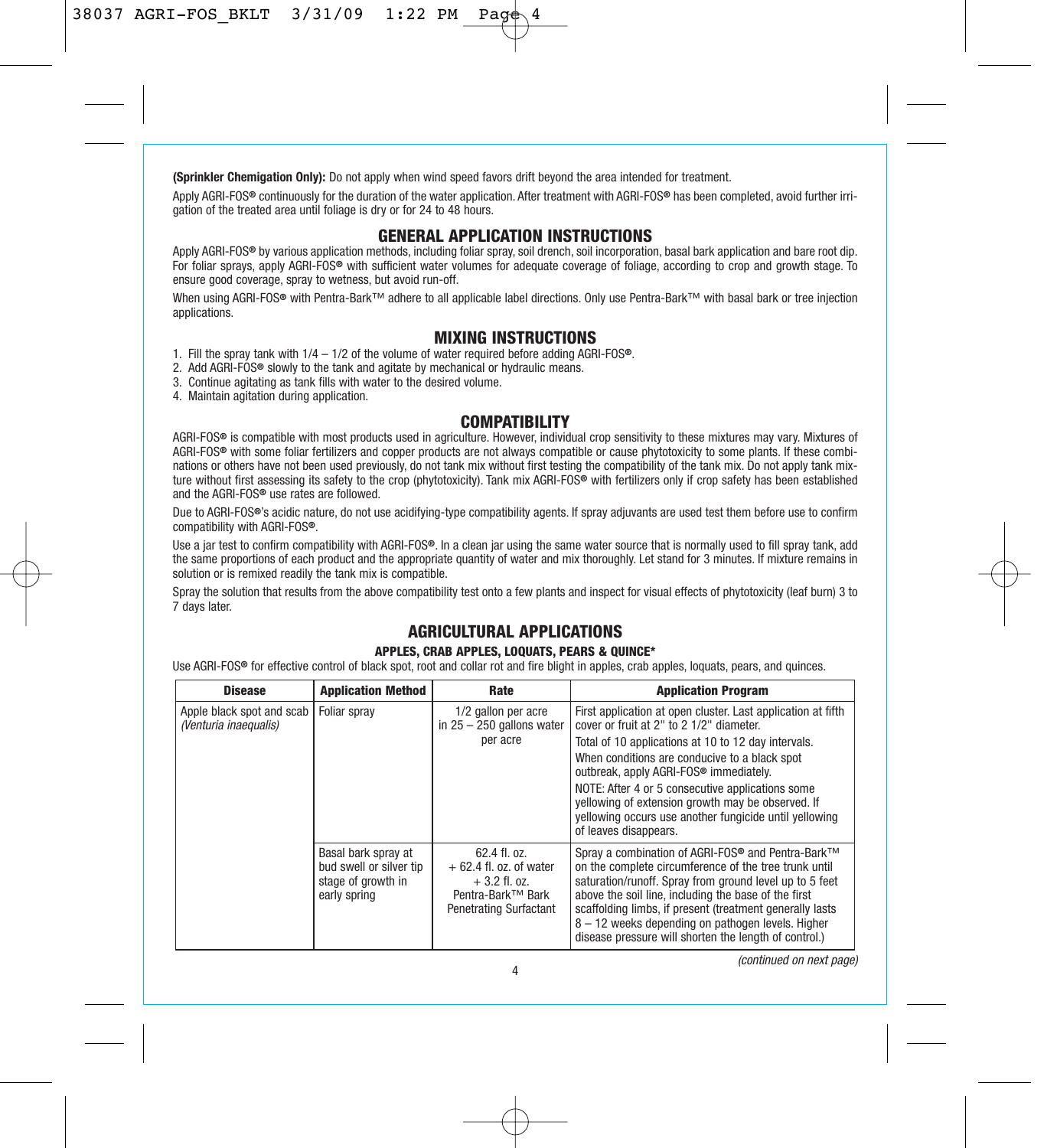**(Sprinkler Chemigation Only):** Do not apply when wind speed favors drift beyond the area intended for treatment.

Apply AGRI-FOS® continuously for the duration of the water application. After treatment with AGRI-FOS® has been completed, avoid further irrigation of the treated area until foliage is dry or for 24 to 48 hours.

## GENERAL APPLICATION INSTRUCTIONS

Apply AGRI-FOS® by various application methods, including foliar spray, soil drench, soil incorporation, basal bark application and bare root dip. For foliar sprays, apply AGRI-FOS® with sufficient water volumes for adequate coverage of foliage, according to crop and growth stage. To ensure good coverage, spray to wetness, but avoid run-off.

When using AGRI-FOS® with Pentra-Bark™ adhere to all applicable label directions. Only use Pentra-Bark™ with basal bark or tree injection applications.

## MIXING INSTRUCTIONS

1. Fill the spray tank with 1/4 – 1/2 of the volume of water required before adding AGRI-FOS®.
2. Add AGRI-FOS® slowly to the tank and agitate by mechanical or hydraulic means.
3. Continue agitating as tank fills with water to the desired volume.
4. Maintain agitation during application.

## COMPATIBILITY

AGRI-FOS® is compatible with most products used in agriculture. However, individual crop sensitivity to these mixtures may vary. Mixtures of AGRI-FOS® with some foliar fertilizers and copper products are not always compatible or cause phytotoxicity to some plants. If these combinations or others have not been used previously, do not tank mix without first testing the compatibility of the tank mix. Do not apply tank mixture without first assessing its safety to the crop (phytotoxicity). Tank mix AGRI-FOS® with fertilizers only if crop safety has been established and the AGRI-FOS® use rates are followed.

Due to AGRI-FOS®'s acidic nature, do not use acidifying-type compatibility agents. If spray adjuvants are used test them before use to confirm compatibility with AGRI-FOS®.

Use a jar test to confirm compatibility with AGRI-FOS®. In a clean jar using the same water source that is normally used to fill spray tank, add the same proportions of each product and the appropriate quantity of water and mix thoroughly. Let stand for 3 minutes. If mixture remains in solution or is remixed readily the tank mix is compatible.

Spray the solution that results from the above compatibility test onto a few plants and inspect for visual effects of phytotoxicity (leaf burn) 3 to 7 days later.

## AGRICULTURAL APPLICATIONS

### APPLES, CRAB APPLES, LOQUATS, PEARS & QUINCE*

Use AGRI-FOS® for effective control of black spot, root and collar rot and fire blight in apples, crab apples, loquats, pears, and quinces.

| Disease | Application Method | Rate | Application Program |
|---|---|---|---|
| Apple black spot and scab *(Venturia inaequalis)* | Foliar spray | 1/2 gallon per acre in 25 – 250 gallons water per acre | First application at open cluster. Last application at fifth cover or fruit at 2" to 2 1/2" diameter.<br>Total of 10 applications at 10 to 12 day intervals.<br>When conditions are conducive to a black spot outbreak, apply AGRI-FOS® immediately.<br>NOTE: After 4 or 5 consecutive applications some yellowing of extension growth may be observed. If yellowing occurs use another fungicide until yellowing of leaves disappears. |
| | Basal bark spray at bud swell or silver tip stage of growth in early spring | 62.4 fl. oz. + 62.4 fl. oz. of water + 3.2 fl. oz. Pentra-Bark™ Bark Penetrating Surfactant | Spray a combination of AGRI-FOS® and Pentra-Bark™ on the complete circumference of the tree trunk until saturation/runoff. Spray from ground level up to 5 feet above the soil line, including the base of the first scaffolding limbs, if present (treatment generally lasts 8 – 12 weeks depending on pathogen levels. Higher disease pressure will shorten the length of control.) |

*(continued on next page)*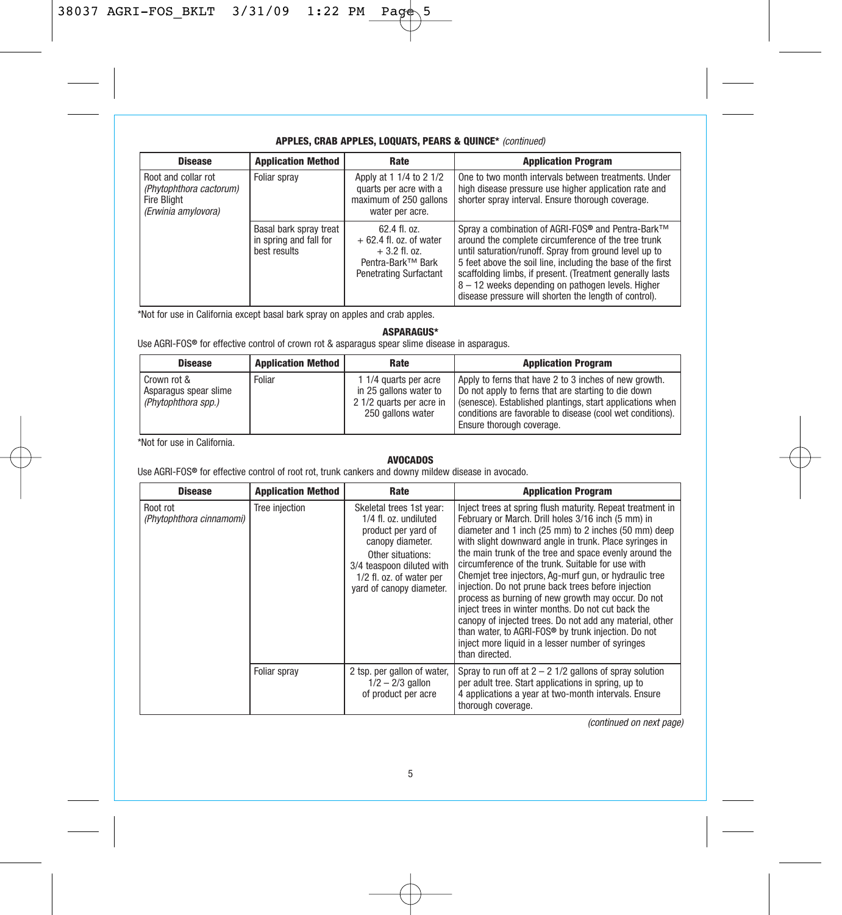### APPLES, CRAB APPLES, LOQUATS, PEARS & QUINCE* *(continued)*

| Disease | Application Method | Rate | Application Program |
|---|---|---|---|
| Root and collar rot *(Phytophthora cactorum)* Fire Blight *(Erwinia amylovora)* | Foliar spray | Apply at 1 1/4 to 2 1/2 quarts per acre with a maximum of 250 gallons water per acre. | One to two month intervals between treatments. Under high disease pressure use higher application rate and shorter spray interval. Ensure thorough coverage. |
| | Basal bark spray treat in spring and fall for best results | 62.4 fl. oz. + 62.4 fl. oz. of water + 3.2 fl. oz. Pentra-Bark™ Bark Penetrating Surfactant | Spray a combination of AGRI-FOS® and Pentra-Bark™ around the complete circumference of the tree trunk until saturation/runoff. Spray from ground level up to 5 feet above the soil line, including the base of the first scaffolding limbs, if present. (Treatment generally lasts 8 – 12 weeks depending on pathogen levels. Higher disease pressure will shorten the length of control). |

*Not for use in California except basal bark spray on apples and crab apples.

### ASPARAGUS*

Use AGRI-FOS® for effective control of crown rot & asparagus spear slime disease in asparagus.

| Disease | Application Method | Rate | Application Program |
|---|---|---|---|
| Crown rot & Asparagus spear slime *(Phytophthora spp.)* | Foliar | 1 1/4 quarts per acre in 25 gallons water to 2 1/2 quarts per acre in 250 gallons water | Apply to ferns that have 2 to 3 inches of new growth. Do not apply to ferns that are starting to die down (senesce). Established plantings, start applications when conditions are favorable to disease (cool wet conditions). Ensure thorough coverage. |

*Not for use in California.

### AVOCADOS

Use AGRI-FOS® for effective control of root rot, trunk cankers and downy mildew disease in avocado.

| Disease | Application Method | Rate | Application Program |
|---|---|---|---|
| Root rot *(Phytophthora cinnamomi)* | Tree injection | Skeletal trees 1st year: 1/4 fl. oz. undiluted product per yard of canopy diameter. Other situations: 3/4 teaspoon diluted with 1/2 fl. oz. of water per yard of canopy diameter. | Inject trees at spring flush maturity. Repeat treatment in February or March. Drill holes 3/16 inch (5 mm) in diameter and 1 inch (25 mm) to 2 inches (50 mm) deep with slight downward angle in trunk. Place syringes in the main trunk of the tree and space evenly around the circumference of the trunk. Suitable for use with Chemjet tree injectors, Ag-murf gun, or hydraulic tree injection. Do not prune back trees before injection process as burning of new growth may occur. Do not inject trees in winter months. Do not cut back the canopy of injected trees. Do not add any material, other than water, to AGRI-FOS® by trunk injection. Do not inject more liquid in a lesser number of syringes than directed. |
| | Foliar spray | 2 tsp. per gallon of water, 1/2 – 2/3 gallon of product per acre | Spray to run off at 2 – 2 1/2 gallons of spray solution per adult tree. Start applications in spring, up to 4 applications a year at two-month intervals. Ensure thorough coverage. |

*(continued on next page)*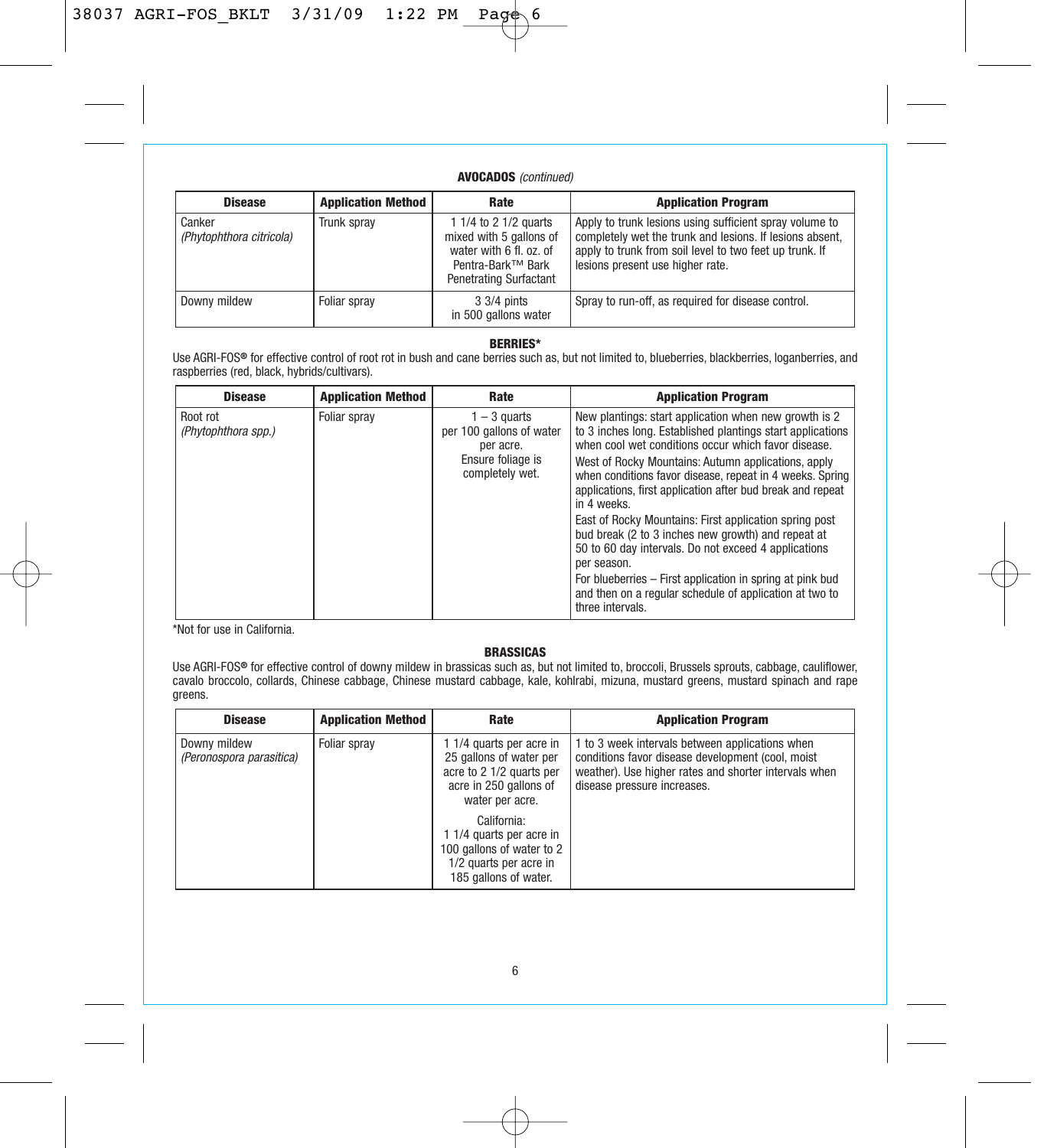**AVOCADOS** *(continued)*

| Disease | Application Method | Rate | Application Program |
|---|---|---|---|
| Canker *(Phytophthora citricola)* | Trunk spray | 1 1/4 to 2 1/2 quarts mixed with 5 gallons of water with 6 fl. oz. of Pentra-Bark™ Bark Penetrating Surfactant | Apply to trunk lesions using sufficient spray volume to completely wet the trunk and lesions. If lesions absent, apply to trunk from soil level to two feet up trunk. If lesions present use higher rate. |
| Downy mildew | Foliar spray | 3 3/4 pints in 500 gallons water | Spray to run-off, as required for disease control. |

**BERRIES***

Use AGRI-FOS® for effective control of root rot in bush and cane berries such as, but not limited to, blueberries, blackberries, loganberries, and raspberries (red, black, hybrids/cultivars).

| Disease | Application Method | Rate | Application Program |
|---|---|---|---|
| Root rot *(Phytophthora spp.)* | Foliar spray | 1 – 3 quarts per 100 gallons of water per acre. Ensure foliage is completely wet. | New plantings: start application when new growth is 2 to 3 inches long. Established plantings start applications when cool wet conditions occur which favor disease. West of Rocky Mountains: Autumn applications, apply when conditions favor disease, repeat in 4 weeks. Spring applications, first application after bud break and repeat in 4 weeks. East of Rocky Mountains: First application spring post bud break (2 to 3 inches new growth) and repeat at 50 to 60 day intervals. Do not exceed 4 applications per season. For blueberries – First application in spring at pink bud and then on a regular schedule of application at two to three intervals. |

*Not for use in California.

**BRASSICAS**

Use AGRI-FOS® for effective control of downy mildew in brassicas such as, but not limited to, broccoli, Brussels sprouts, cabbage, cauliflower, cavalo broccolo, collards, Chinese cabbage, Chinese mustard cabbage, kale, kohlrabi, mizuna, mustard greens, mustard spinach and rape greens.

| Disease | Application Method | Rate | Application Program |
|---|---|---|---|
| Downy mildew *(Peronospora parasitica)* | Foliar spray | 1 1/4 quarts per acre in 25 gallons of water per acre to 2 1/2 quarts per acre in 250 gallons of water per acre. California: 1 1/4 quarts per acre in 100 gallons of water to 2 1/2 quarts per acre in 185 gallons of water. | 1 to 3 week intervals between applications when conditions favor disease development (cool, moist weather). Use higher rates and shorter intervals when disease pressure increases. |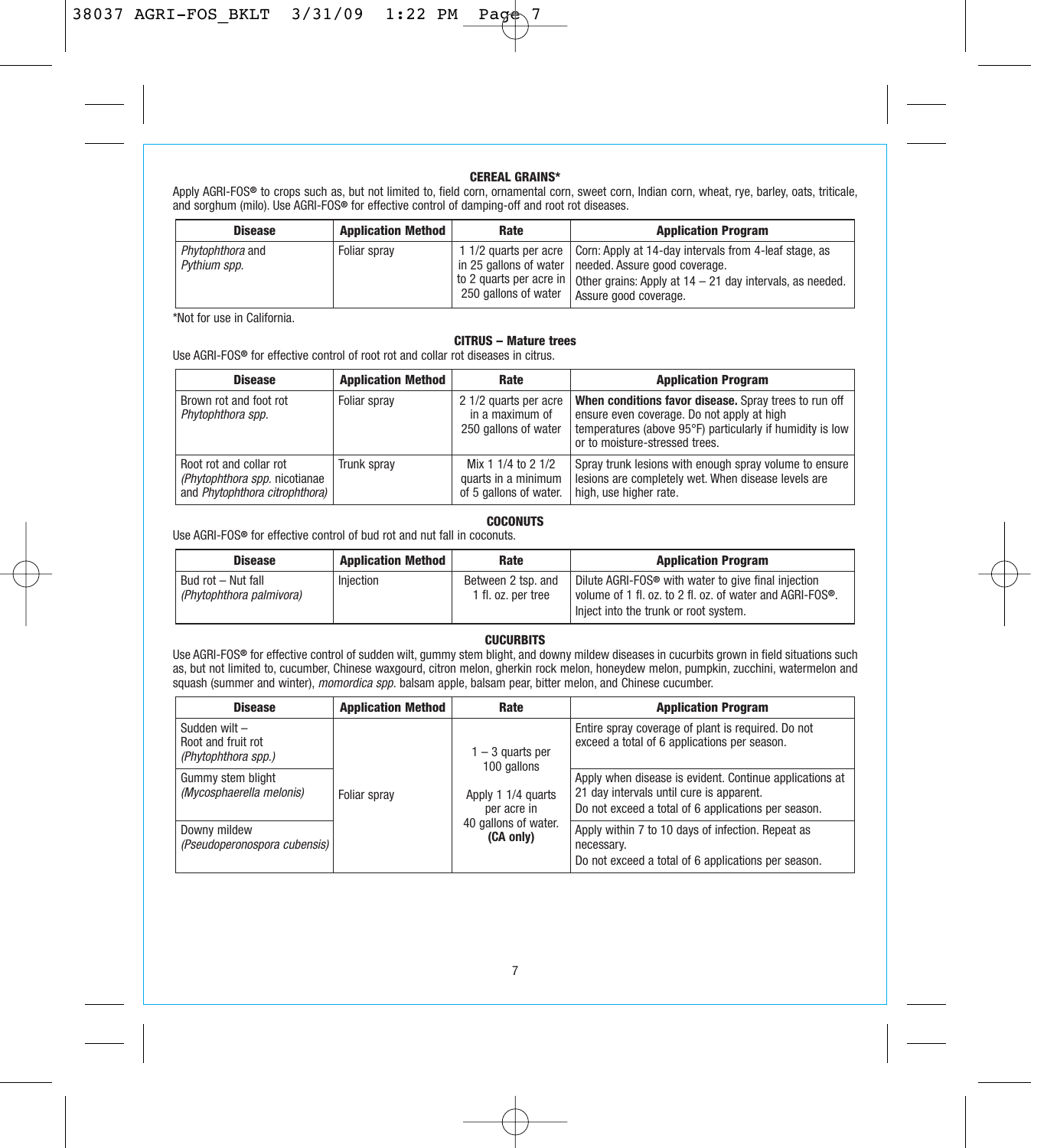## CEREAL GRAINS*

Apply AGRI-FOS® to crops such as, but not limited to, field corn, ornamental corn, sweet corn, Indian corn, wheat, rye, barley, oats, triticale, and sorghum (milo). Use AGRI-FOS® for effective control of damping-off and root rot diseases.

| Disease | Application Method | Rate | Application Program |
|---|---|---|---|
| *Phytophthora* and *Pythium spp.* | Foliar spray | 1 1/2 quarts per acre in 25 gallons of water to 2 quarts per acre in 250 gallons of water | Corn: Apply at 14-day intervals from 4-leaf stage, as needed. Assure good coverage.<br>Other grains: Apply at 14 – 21 day intervals, as needed. Assure good coverage. |

*Not for use in California.

## CITRUS – Mature trees

Use AGRI-FOS® for effective control of root rot and collar rot diseases in citrus.

| Disease | Application Method | Rate | Application Program |
|---|---|---|---|
| Brown rot and foot rot *Phytophthora spp.* | Foliar spray | 2 1/2 quarts per acre in a maximum of 250 gallons of water | **When conditions favor disease.** Spray trees to run off ensure even coverage. Do not apply at high temperatures (above 95°F) particularly if humidity is low or to moisture-stressed trees. |
| Root rot and collar rot *(Phytophthora spp.* nicotianae and *Phytophthora citrophthora)* | Trunk spray | Mix 1 1/4 to 2 1/2 quarts in a minimum of 5 gallons of water. | Spray trunk lesions with enough spray volume to ensure lesions are completely wet. When disease levels are high, use higher rate. |

## COCONUTS

Use AGRI-FOS® for effective control of bud rot and nut fall in coconuts.

| Disease | Application Method | Rate | Application Program |
|---|---|---|---|
| Bud rot – Nut fall *(Phytophthora palmivora)* | Injection | Between 2 tsp. and 1 fl. oz. per tree | Dilute AGRI-FOS® with water to give final injection volume of 1 fl. oz. to 2 fl. oz. of water and AGRI-FOS®. Inject into the trunk or root system. |

## CUCURBITS

Use AGRI-FOS® for effective control of sudden wilt, gummy stem blight, and downy mildew diseases in cucurbits grown in field situations such as, but not limited to, cucumber, Chinese waxgourd, citron melon, gherkin rock melon, honeydew melon, pumpkin, zucchini, watermelon and squash (summer and winter), *momordica spp.* balsam apple, balsam pear, bitter melon, and Chinese cucumber.

| Disease | Application Method | Rate | Application Program |
|---|---|---|---|
| Sudden wilt – Root and fruit rot *(Phytophthora spp.)* | Foliar spray | 1 – 3 quarts per 100 gallons<br>Apply 1 1/4 quarts per acre in 40 gallons of water. **(CA only)** | Entire spray coverage of plant is required. Do not exceed a total of 6 applications per season. |
| Gummy stem blight *(Mycosphaerella melonis)* | | | Apply when disease is evident. Continue applications at 21 day intervals until cure is apparent.<br>Do not exceed a total of 6 applications per season. |
| Downy mildew *(Pseudoperonospora cubensis)* | | | Apply within 7 to 10 days of infection. Repeat as necessary.<br>Do not exceed a total of 6 applications per season. |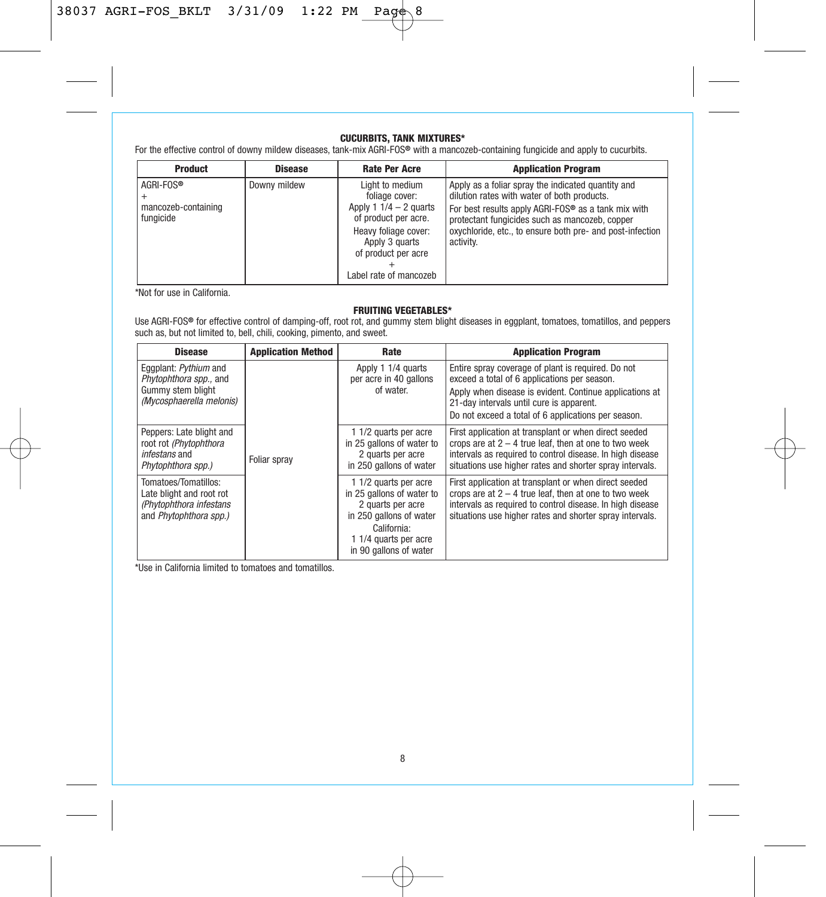### CUCURBITS, TANK MIXTURES*

For the effective control of downy mildew diseases, tank-mix AGRI-FOS® with a mancozeb-containing fungicide and apply to cucurbits.

| Product | Disease | Rate Per Acre | Application Program |
|---|---|---|---|
| AGRI-FOS® + mancozeb-containing fungicide | Downy mildew | Light to medium foliage cover: Apply 1 1/4 – 2 quarts of product per acre. Heavy foliage cover: Apply 3 quarts of product per acre + Label rate of mancozeb | Apply as a foliar spray the indicated quantity and dilution rates with water of both products. For best results apply AGRI-FOS® as a tank mix with protectant fungicides such as mancozeb, copper oxychloride, etc., to ensure both pre- and post-infection activity. |

*Not for use in California.

### FRUITING VEGETABLES*

Use AGRI-FOS® for effective control of damping-off, root rot, and gummy stem blight diseases in eggplant, tomatoes, tomatillos, and peppers such as, but not limited to, bell, chili, cooking, pimento, and sweet.

| Disease | Application Method | Rate | Application Program |
|---|---|---|---|
| Eggplant: *Pythium* and *Phytophthora spp.,* and Gummy stem blight *(Mycosphaerella melonis)* | Foliar spray | Apply 1 1/4 quarts per acre in 40 gallons of water. | Entire spray coverage of plant is required. Do not exceed a total of 6 applications per season. Apply when disease is evident. Continue applications at 21-day intervals until cure is apparent. Do not exceed a total of 6 applications per season. |
| Peppers: Late blight and root rot *(Phytophthora infestans* and *Phytophthora spp.)* | | 1 1/2 quarts per acre in 25 gallons of water to 2 quarts per acre in 250 gallons of water | First application at transplant or when direct seeded crops are at 2 – 4 true leaf, then at one to two week intervals as required to control disease. In high disease situations use higher rates and shorter spray intervals. |
| Tomatoes/Tomatillos: Late blight and root rot *(Phytophthora infestans* and *Phytophthora spp.)* | | 1 1/2 quarts per acre in 25 gallons of water to 2 quarts per acre in 250 gallons of water California: 1 1/4 quarts per acre in 90 gallons of water | First application at transplant or when direct seeded crops are at 2 – 4 true leaf, then at one to two week intervals as required to control disease. In high disease situations use higher rates and shorter spray intervals. |

*Use in California limited to tomatoes and tomatillos.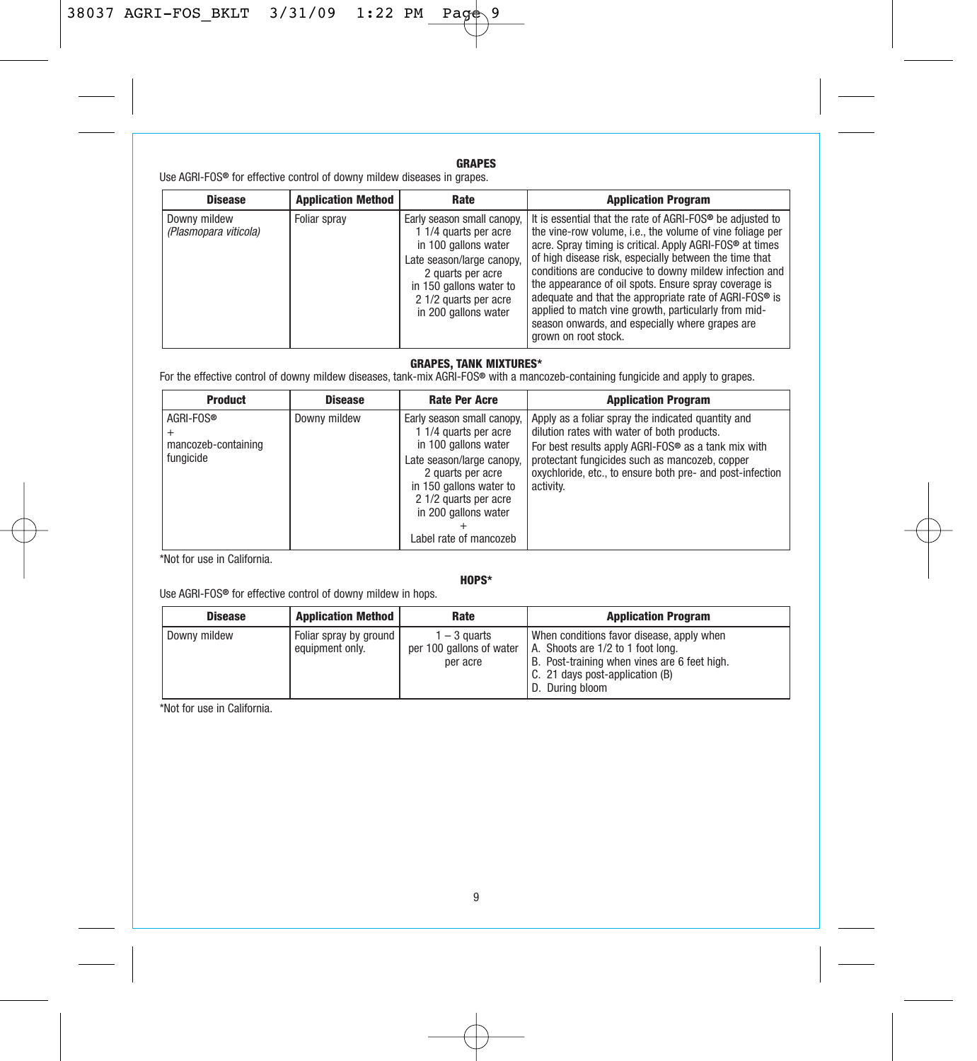## GRAPES

Use AGRI-FOS® for effective control of downy mildew diseases in grapes.

| Disease | Application Method | Rate | Application Program |
|---|---|---|---|
| Downy mildew *(Plasmopara viticola)* | Foliar spray | Early season small canopy, 1 1/4 quarts per acre in 100 gallons water<br>Late season/large canopy, 2 quarts per acre in 150 gallons water to 2 1/2 quarts per acre in 200 gallons water | It is essential that the rate of AGRI-FOS® be adjusted to the vine-row volume, i.e., the volume of vine foliage per acre. Spray timing is critical. Apply AGRI-FOS® at times of high disease risk, especially between the time that conditions are conducive to downy mildew infection and the appearance of oil spots. Ensure spray coverage is adequate and that the appropriate rate of AGRI-FOS® is applied to match vine growth, particularly from mid-season onwards, and especially where grapes are grown on root stock. |

## GRAPES, TANK MIXTURES*

For the effective control of downy mildew diseases, tank-mix AGRI-FOS® with a mancozeb-containing fungicide and apply to grapes.

| Product | Disease | Rate Per Acre | Application Program |
|---|---|---|---|
| AGRI-FOS®<br>+<br>mancozeb-containing fungicide | Downy mildew | Early season small canopy, 1 1/4 quarts per acre in 100 gallons water<br>Late season/large canopy, 2 quarts per acre in 150 gallons water to 2 1/2 quarts per acre in 200 gallons water<br>+<br>Label rate of mancozeb | Apply as a foliar spray the indicated quantity and dilution rates with water of both products.<br>For best results apply AGRI-FOS® as a tank mix with protectant fungicides such as mancozeb, copper oxychloride, etc., to ensure both pre- and post-infection activity. |

*Not for use in California.

## HOPS*

Use AGRI-FOS® for effective control of downy mildew in hops.

| Disease | Application Method | Rate | Application Program |
|---|---|---|---|
| Downy mildew | Foliar spray by ground equipment only. | 1 – 3 quarts per 100 gallons of water per acre | When conditions favor disease, apply when<br>A. Shoots are 1/2 to 1 foot long.<br>B. Post-training when vines are 6 feet high.<br>C. 21 days post-application (B)<br>D. During bloom |

*Not for use in California.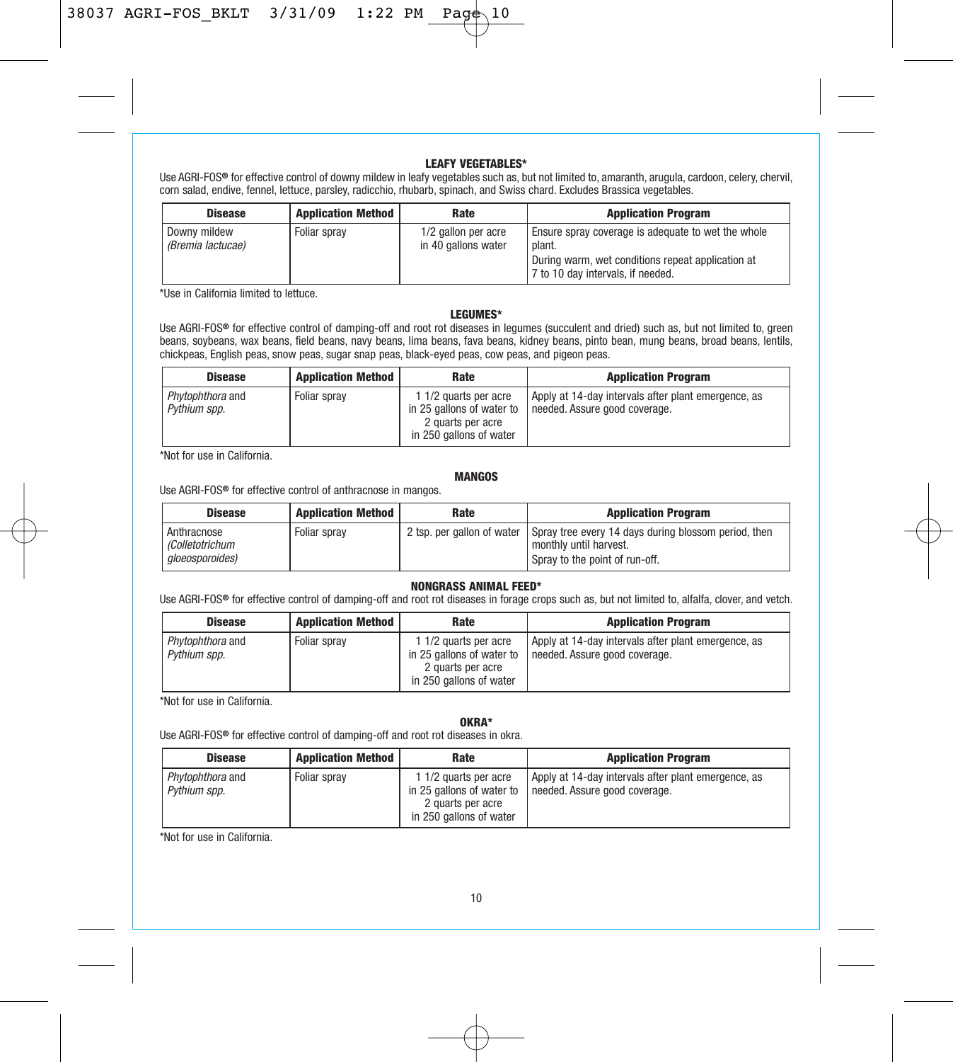### LEAFY VEGETABLES*

Use AGRI-FOS® for effective control of downy mildew in leafy vegetables such as, but not limited to, amaranth, arugula, cardoon, celery, chervil, corn salad, endive, fennel, lettuce, parsley, radicchio, rhubarb, spinach, and Swiss chard. Excludes Brassica vegetables.

| Disease | Application Method | Rate | Application Program |
|---|---|---|---|
| Downy mildew *(Bremia lactucae)* | Foliar spray | 1/2 gallon per acre in 40 gallons water | Ensure spray coverage is adequate to wet the whole plant. During warm, wet conditions repeat application at 7 to 10 day intervals, if needed. |

*Use in California limited to lettuce.

### LEGUMES*

Use AGRI-FOS® for effective control of damping-off and root rot diseases in legumes (succulent and dried) such as, but not limited to, green beans, soybeans, wax beans, field beans, navy beans, lima beans, fava beans, kidney beans, pinto bean, mung beans, broad beans, lentils, chickpeas, English peas, snow peas, sugar snap peas, black-eyed peas, cow peas, and pigeon peas.

| Disease | Application Method | Rate | Application Program |
|---|---|---|---|
| *Phytophthora* and *Pythium spp.* | Foliar spray | 1 1/2 quarts per acre in 25 gallons of water to 2 quarts per acre in 250 gallons of water | Apply at 14-day intervals after plant emergence, as needed. Assure good coverage. |

*Not for use in California.

### MANGOS

Use AGRI-FOS® for effective control of anthracnose in mangos.

| Disease | Application Method | Rate | Application Program |
|---|---|---|---|
| Anthracnose *(Colletotrichum gloeosporoides)* | Foliar spray | 2 tsp. per gallon of water | Spray tree every 14 days during blossom period, then monthly until harvest. Spray to the point of run-off. |

### NONGRASS ANIMAL FEED*

Use AGRI-FOS® for effective control of damping-off and root rot diseases in forage crops such as, but not limited to, alfalfa, clover, and vetch.

| Disease | Application Method | Rate | Application Program |
|---|---|---|---|
| *Phytophthora* and *Pythium spp.* | Foliar spray | 1 1/2 quarts per acre in 25 gallons of water to 2 quarts per acre in 250 gallons of water | Apply at 14-day intervals after plant emergence, as needed. Assure good coverage. |

*Not for use in California.

### OKRA*

Use AGRI-FOS® for effective control of damping-off and root rot diseases in okra.

| Disease | Application Method | Rate | Application Program |
|---|---|---|---|
| *Phytophthora* and *Pythium spp.* | Foliar spray | 1 1/2 quarts per acre in 25 gallons of water to 2 quarts per acre in 250 gallons of water | Apply at 14-day intervals after plant emergence, as needed. Assure good coverage. |

*Not for use in California.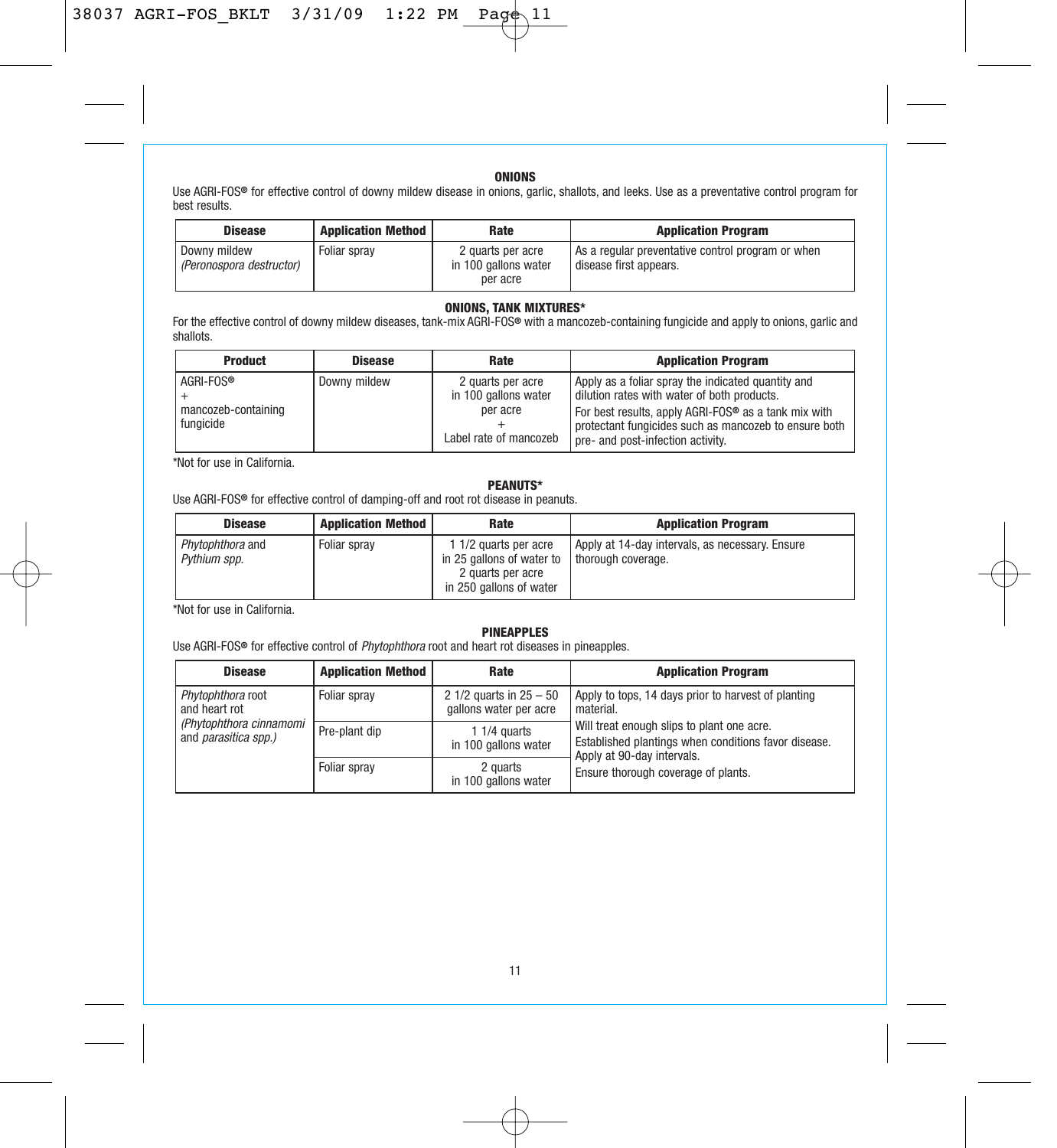## ONIONS

Use AGRI-FOS® for effective control of downy mildew disease in onions, garlic, shallots, and leeks. Use as a preventative control program for best results.

| Disease | Application Method | Rate | Application Program |
|---|---|---|---|
| Downy mildew *(Peronospora destructor)* | Foliar spray | 2 quarts per acre in 100 gallons water per acre | As a regular preventative control program or when disease first appears. |

## ONIONS, TANK MIXTURES*

For the effective control of downy mildew diseases, tank-mix AGRI-FOS® with a mancozeb-containing fungicide and apply to onions, garlic and shallots.

| Product | Disease | Rate | Application Program |
|---|---|---|---|
| AGRI-FOS® + mancozeb-containing fungicide | Downy mildew | 2 quarts per acre in 100 gallons water per acre + Label rate of mancozeb | Apply as a foliar spray the indicated quantity and dilution rates with water of both products. For best results, apply AGRI-FOS® as a tank mix with protectant fungicides such as mancozeb to ensure both pre- and post-infection activity. |

*Not for use in California.

## PEANUTS*

Use AGRI-FOS® for effective control of damping-off and root rot disease in peanuts.

| Disease | Application Method | Rate | Application Program |
|---|---|---|---|
| *Phytophthora* and *Pythium spp.* | Foliar spray | 1 1/2 quarts per acre in 25 gallons of water to 2 quarts per acre in 250 gallons of water | Apply at 14-day intervals, as necessary. Ensure thorough coverage. |

*Not for use in California.

## PINEAPPLES

Use AGRI-FOS® for effective control of *Phytophthora* root and heart rot diseases in pineapples.

| Disease | Application Method | Rate | Application Program |
|---|---|---|---|
| *Phytophthora* root and heart rot *(Phytophthora cinnamomi* and *parasitica spp.)* | Foliar spray | 2 1/2 quarts in 25 – 50 gallons water per acre | Apply to tops, 14 days prior to harvest of planting material. |
| | Pre-plant dip | 1 1/4 quarts in 100 gallons water | Will treat enough slips to plant one acre. |
| | Foliar spray | 2 quarts in 100 gallons water | Established plantings when conditions favor disease. Apply at 90-day intervals. Ensure thorough coverage of plants. |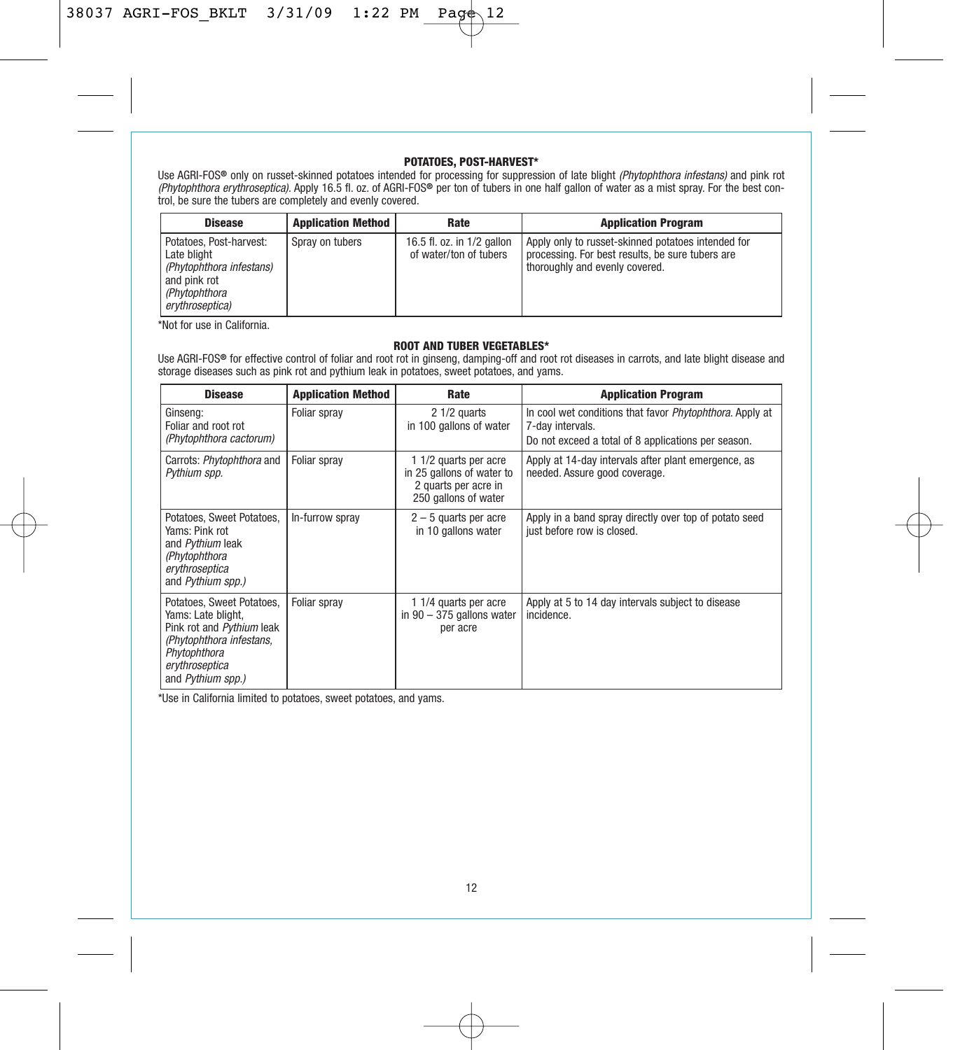## POTATOES, POST-HARVEST*

Use AGRI-FOS® only on russet-skinned potatoes intended for processing for suppression of late blight *(Phytophthora infestans)* and pink rot *(Phytophthora erythroseptica)*. Apply 16.5 fl. oz. of AGRI-FOS® per ton of tubers in one half gallon of water as a mist spray. For the best control, be sure the tubers are completely and evenly covered.

| Disease | Application Method | Rate | Application Program |
|---|---|---|---|
| Potatoes, Post-harvest: Late blight *(Phytophthora infestans)* and pink rot *(Phytophthora erythroseptica)* | Spray on tubers | 16.5 fl. oz. in 1/2 gallon of water/ton of tubers | Apply only to russet-skinned potatoes intended for processing. For best results, be sure tubers are thoroughly and evenly covered. |

*Not for use in California.

## ROOT AND TUBER VEGETABLES*

Use AGRI-FOS® for effective control of foliar and root rot in ginseng, damping-off and root rot diseases in carrots, and late blight disease and storage diseases such as pink rot and pythium leak in potatoes, sweet potatoes, and yams.

| Disease | Application Method | Rate | Application Program |
|---|---|---|---|
| Ginseng: Foliar and root rot *(Phytophthora cactorum)* | Foliar spray | 2 1/2 quarts in 100 gallons of water | In cool wet conditions that favor *Phytophthora*. Apply at 7-day intervals. Do not exceed a total of 8 applications per season. |
| Carrots: *Phytophthora* and *Pythium spp.* | Foliar spray | 1 1/2 quarts per acre in 25 gallons of water to 2 quarts per acre in 250 gallons of water | Apply at 14-day intervals after plant emergence, as needed. Assure good coverage. |
| Potatoes, Sweet Potatoes, Yams: Pink rot and *Pythium* leak *(Phytophthora erythroseptica* and *Pythium spp.)* | In-furrow spray | 2 – 5 quarts per acre in 10 gallons water | Apply in a band spray directly over top of potato seed just before row is closed. |
| Potatoes, Sweet Potatoes, Yams: Late blight, Pink rot and *Pythium* leak *(Phytophthora infestans, Phytophthora erythroseptica* and *Pythium spp.)* | Foliar spray | 1 1/4 quarts per acre in 90 – 375 gallons water per acre | Apply at 5 to 14 day intervals subject to disease incidence. |

*Use in California limited to potatoes, sweet potatoes, and yams.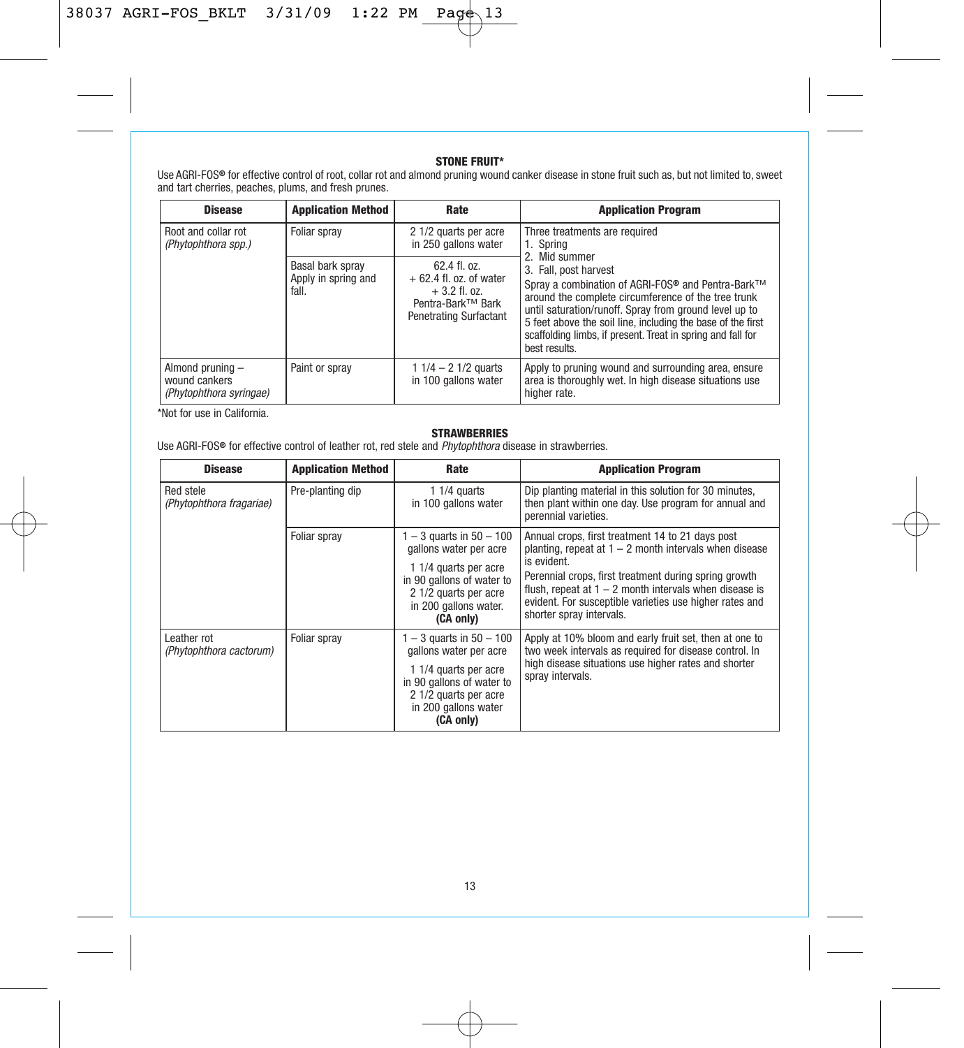## STONE FRUIT*

Use AGRI-FOS® for effective control of root, collar rot and almond pruning wound canker disease in stone fruit such as, but not limited to, sweet and tart cherries, peaches, plums, and fresh prunes.

| Disease | Application Method | Rate | Application Program |
|---|---|---|---|
| Root and collar rot *(Phytophthora spp.)* | Foliar spray | 2 1/2 quarts per acre in 250 gallons water | Three treatments are required<br>1. Spring<br>2. Mid summer<br>3. Fall, post harvest |
| | Basal bark spray Apply in spring and fall. | 62.4 fl. oz. + 62.4 fl. oz. of water + 3.2 fl. oz. Pentra-Bark™ Bark Penetrating Surfactant | Spray a combination of AGRI-FOS® and Pentra-Bark™ around the complete circumference of the tree trunk until saturation/runoff. Spray from ground level up to 5 feet above the soil line, including the base of the first scaffolding limbs, if present. Treat in spring and fall for best results. |
| Almond pruning – wound cankers *(Phytophthora syringae)* | Paint or spray | 1 1/4 – 2 1/2 quarts in 100 gallons water | Apply to pruning wound and surrounding area, ensure area is thoroughly wet. In high disease situations use higher rate. |

*Not for use in California.

## STRAWBERRIES

Use AGRI-FOS® for effective control of leather rot, red stele and *Phytophthora* disease in strawberries.

| Disease | Application Method | Rate | Application Program |
|---|---|---|---|
| Red stele *(Phytophthora fragariae)* | Pre-planting dip | 1 1/4 quarts in 100 gallons water | Dip planting material in this solution for 30 minutes, then plant within one day. Use program for annual and perennial varieties. |
| | Foliar spray | 1 – 3 quarts in 50 – 100 gallons water per acre<br>1 1/4 quarts per acre in 90 gallons of water to 2 1/2 quarts per acre in 200 gallons water. **(CA only)** | Annual crops, first treatment 14 to 21 days post planting, repeat at 1 – 2 month intervals when disease is evident.<br>Perennial crops, first treatment during spring growth flush, repeat at 1 – 2 month intervals when disease is evident. For susceptible varieties use higher rates and shorter spray intervals. |
| Leather rot *(Phytophthora cactorum)* | Foliar spray | 1 – 3 quarts in 50 – 100 gallons water per acre<br>1 1/4 quarts per acre in 90 gallons of water to 2 1/2 quarts per acre in 200 gallons water **(CA only)** | Apply at 10% bloom and early fruit set, then at one to two week intervals as required for disease control. In high disease situations use higher rates and shorter spray intervals. |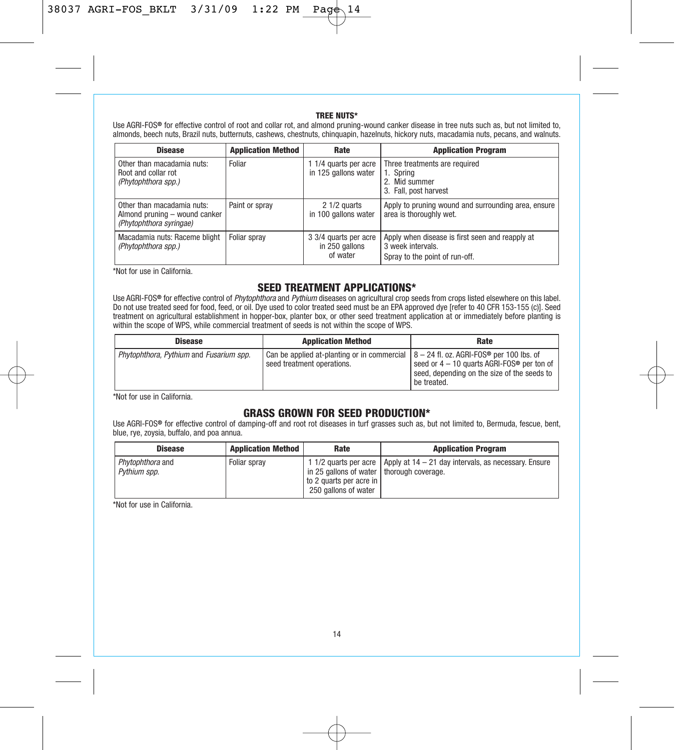### TREE NUTS*

Use AGRI-FOS® for effective control of root and collar rot, and almond pruning-wound canker disease in tree nuts such as, but not limited to, almonds, beech nuts, Brazil nuts, butternuts, cashews, chestnuts, chinquapin, hazelnuts, hickory nuts, macadamia nuts, pecans, and walnuts.

| Disease | Application Method | Rate | Application Program |
|---|---|---|---|
| Other than macadamia nuts: Root and collar rot *(Phytophthora spp.)* | Foliar | 1 1/4 quarts per acre in 125 gallons water | Three treatments are required<br>1. Spring<br>2. Mid summer<br>3. Fall, post harvest |
| Other than macadamia nuts: Almond pruning – wound canker *(Phytophthora syringae)* | Paint or spray | 2 1/2 quarts in 100 gallons water | Apply to pruning wound and surrounding area, ensure area is thoroughly wet. |
| Macadamia nuts: Raceme blight *(Phytophthora spp.)* | Foliar spray | 3 3/4 quarts per acre in 250 gallons of water | Apply when disease is first seen and reapply at 3 week intervals.<br>Spray to the point of run-off. |

*Not for use in California.

## SEED TREATMENT APPLICATIONS*

Use AGRI-FOS® for effective control of *Phytophthora* and *Pythium* diseases on agricultural crop seeds from crops listed elsewhere on this label. Do not use treated seed for food, feed, or oil. Dye used to color treated seed must be an EPA approved dye [refer to 40 CFR 153-155 (c)]. Seed treatment on agricultural establishment in hopper-box, planter box, or other seed treatment application at or immediately before planting is within the scope of WPS, while commercial treatment of seeds is not within the scope of WPS.

| Disease | Application Method | Rate |
|---|---|---|
| *Phytophthora, Pythium* and *Fusarium spp.* | Can be applied at-planting or in commercial seed treatment operations. | 8 – 24 fl. oz. AGRI-FOS® per 100 lbs. of seed or 4 – 10 quarts AGRI-FOS® per ton of seed, depending on the size of the seeds to be treated. |

*Not for use in California.

## GRASS GROWN FOR SEED PRODUCTION*

Use AGRI-FOS® for effective control of damping-off and root rot diseases in turf grasses such as, but not limited to, Bermuda, fescue, bent, blue, rye, zoysia, buffalo, and poa annua.

| Disease | Application Method | Rate | Application Program |
|---|---|---|---|
| *Phytophthora* and *Pythium spp.* | Foliar spray | 1 1/2 quarts per acre in 25 gallons of water to 2 quarts per acre in 250 gallons of water | Apply at 14 – 21 day intervals, as necessary. Ensure thorough coverage. |

*Not for use in California.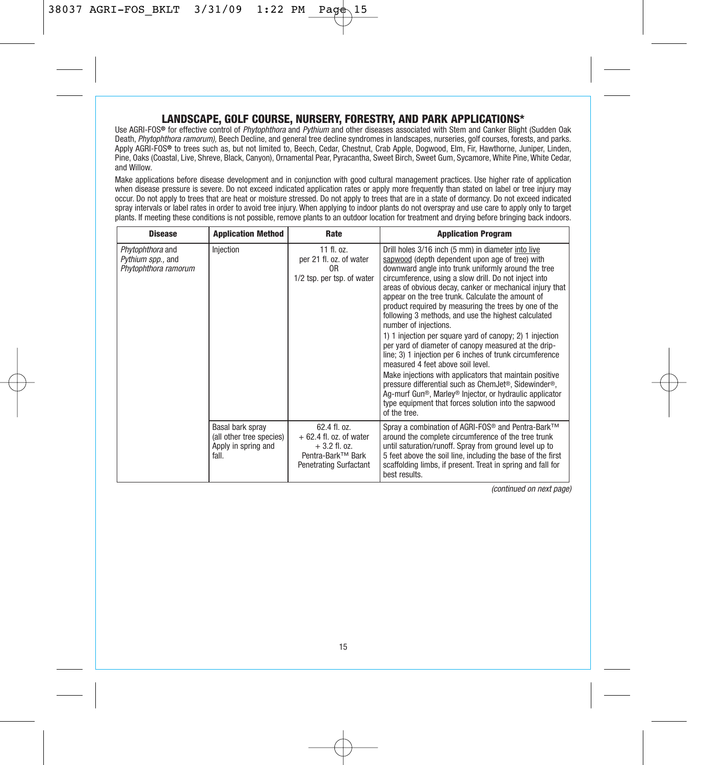## LANDSCAPE, GOLF COURSE, NURSERY, FORESTRY, AND PARK APPLICATIONS*

Use AGRI-FOS® for effective control of *Phytophthora* and *Pythium* and other diseases associated with Stem and Canker Blight (Sudden Oak Death, *Phytophthora ramorum),* Beech Decline, and general tree decline syndromes in landscapes, nurseries, golf courses, forests, and parks. Apply AGRI-FOS® to trees such as, but not limited to, Beech, Cedar, Chestnut, Crab Apple, Dogwood, Elm, Fir, Hawthorne, Juniper, Linden, Pine, Oaks (Coastal, Live, Shreve, Black, Canyon), Ornamental Pear, Pyracantha, Sweet Birch, Sweet Gum, Sycamore, White Pine, White Cedar, and Willow.

Make applications before disease development and in conjunction with good cultural management practices. Use higher rate of application when disease pressure is severe. Do not exceed indicated application rates or apply more frequently than stated on label or tree injury may occur. Do not apply to trees that are heat or moisture stressed. Do not apply to trees that are in a state of dormancy. Do not exceed indicated spray intervals or label rates in order to avoid tree injury. When applying to indoor plants do not overspray and use care to apply only to target plants. If meeting these conditions is not possible, remove plants to an outdoor location for treatment and drying before bringing back indoors.

| Disease | Application Method | Rate | Application Program |
|---|---|---|---|
| *Phytophthora* and *Pythium spp.*, and *Phytophthora ramorum* | Injection | 11 fl. oz. per 21 fl. oz. of water OR 1/2 tsp. per tsp. of water | Drill holes 3/16 inch (5 mm) in diameter into live sapwood (depth dependent upon age of tree) with downward angle into trunk uniformly around the tree circumference, using a slow drill. Do not inject into areas of obvious decay, canker or mechanical injury that appear on the tree trunk. Calculate the amount of product required by measuring the trees by one of the following 3 methods, and use the highest calculated number of injections.<br>1) 1 injection per square yard of canopy; 2) 1 injection per yard of diameter of canopy measured at the drip-line; 3) 1 injection per 6 inches of trunk circumference measured 4 feet above soil level.<br>Make injections with applicators that maintain positive pressure differential such as ChemJet®, Sidewinder®, Ag-murf Gun®, Marley® Injector, or hydraulic applicator type equipment that forces solution into the sapwood of the tree. |
| | Basal bark spray (all other tree species) Apply in spring and fall. | 62.4 fl. oz. + 62.4 fl. oz. of water + 3.2 fl. oz. Pentra-Bark™ Bark Penetrating Surfactant | Spray a combination of AGRI-FOS® and Pentra-Bark™ around the complete circumference of the tree trunk until saturation/runoff. Spray from ground level up to 5 feet above the soil line, including the base of the first scaffolding limbs, if present. Treat in spring and fall for best results. |

*(continued on next page)*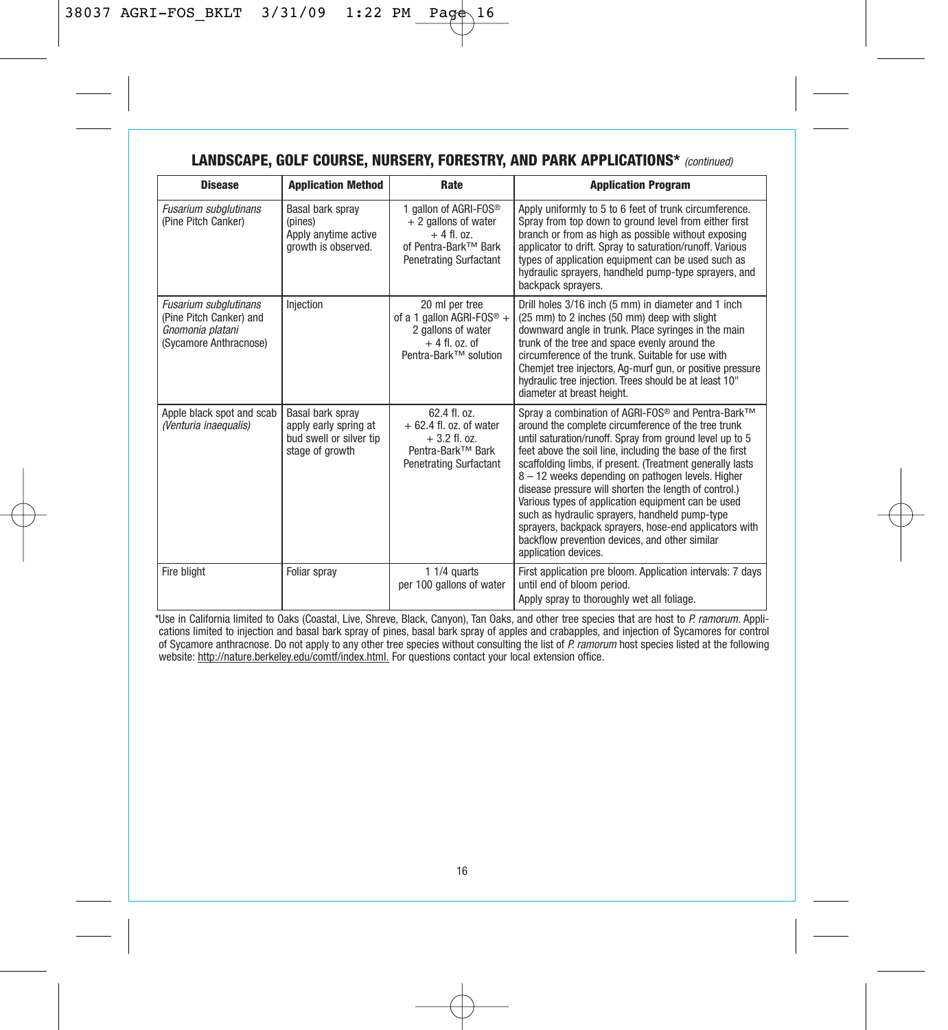## LANDSCAPE, GOLF COURSE, NURSERY, FORESTRY, AND PARK APPLICATIONS* *(continued)*

| Disease | Application Method | Rate | Application Program |
|---|---|---|---|
| *Fusarium subglutinans* (Pine Pitch Canker) | Basal bark spray (pines) Apply anytime active growth is observed. | 1 gallon of AGRI-FOS® + 2 gallons of water + 4 fl. oz. of Pentra-Bark™ Bark Penetrating Surfactant | Apply uniformly to 5 to 6 feet of trunk circumference. Spray from top down to ground level from either first branch or from as high as possible without exposing applicator to drift. Spray to saturation/runoff. Various types of application equipment can be used such as hydraulic sprayers, handheld pump-type sprayers, and backpack sprayers. |
| *Fusarium subglutinans* (Pine Pitch Canker) and *Gnomonia platani* (Sycamore Anthracnose) | Injection | 20 ml per tree of a 1 gallon AGRI-FOS® + 2 gallons of water + 4 fl. oz. of Pentra-Bark™ solution | Drill holes 3/16 inch (5 mm) in diameter and 1 inch (25 mm) to 2 inches (50 mm) deep with slight downward angle in trunk. Place syringes in the main trunk of the tree and space evenly around the circumference of the trunk. Suitable for use with Chemjet tree injectors, Ag-murf gun, or positive pressure hydraulic tree injection. Trees should be at least 10" diameter at breast height. |
| Apple black spot and scab *(Venturia inaequalis)* | Basal bark spray apply early spring at bud swell or silver tip stage of growth | 62.4 fl. oz. + 62.4 fl. oz. of water + 3.2 fl. oz. Pentra-Bark™ Bark Penetrating Surfactant | Spray a combination of AGRI-FOS® and Pentra-Bark™ around the complete circumference of the tree trunk until saturation/runoff. Spray from ground level up to 5 feet above the soil line, including the base of the first scaffolding limbs, if present. (Treatment generally lasts 8 – 12 weeks depending on pathogen levels. Higher disease pressure will shorten the length of control.) Various types of application equipment can be used such as hydraulic sprayers, handheld pump-type sprayers, backpack sprayers, hose-end applicators with backflow prevention devices, and other similar application devices. |
| Fire blight | Foliar spray | 1 1/4 quarts per 100 gallons of water | First application pre bloom. Application intervals: 7 days until end of bloom period. Apply spray to thoroughly wet all foliage. |

*Use in California limited to Oaks (Coastal, Live, Shreve, Black, Canyon), Tan Oaks, and other tree species that are host to *P. ramorum.* Applications limited to injection and basal bark spray of pines, basal bark spray of apples and crabapples, and injection of Sycamores for control of Sycamore anthracnose. Do not apply to any other tree species without consulting the list of *P. ramorum* host species listed at the following website: http://nature.berkeley.edu/comtf/index.html. For questions contact your local extension office.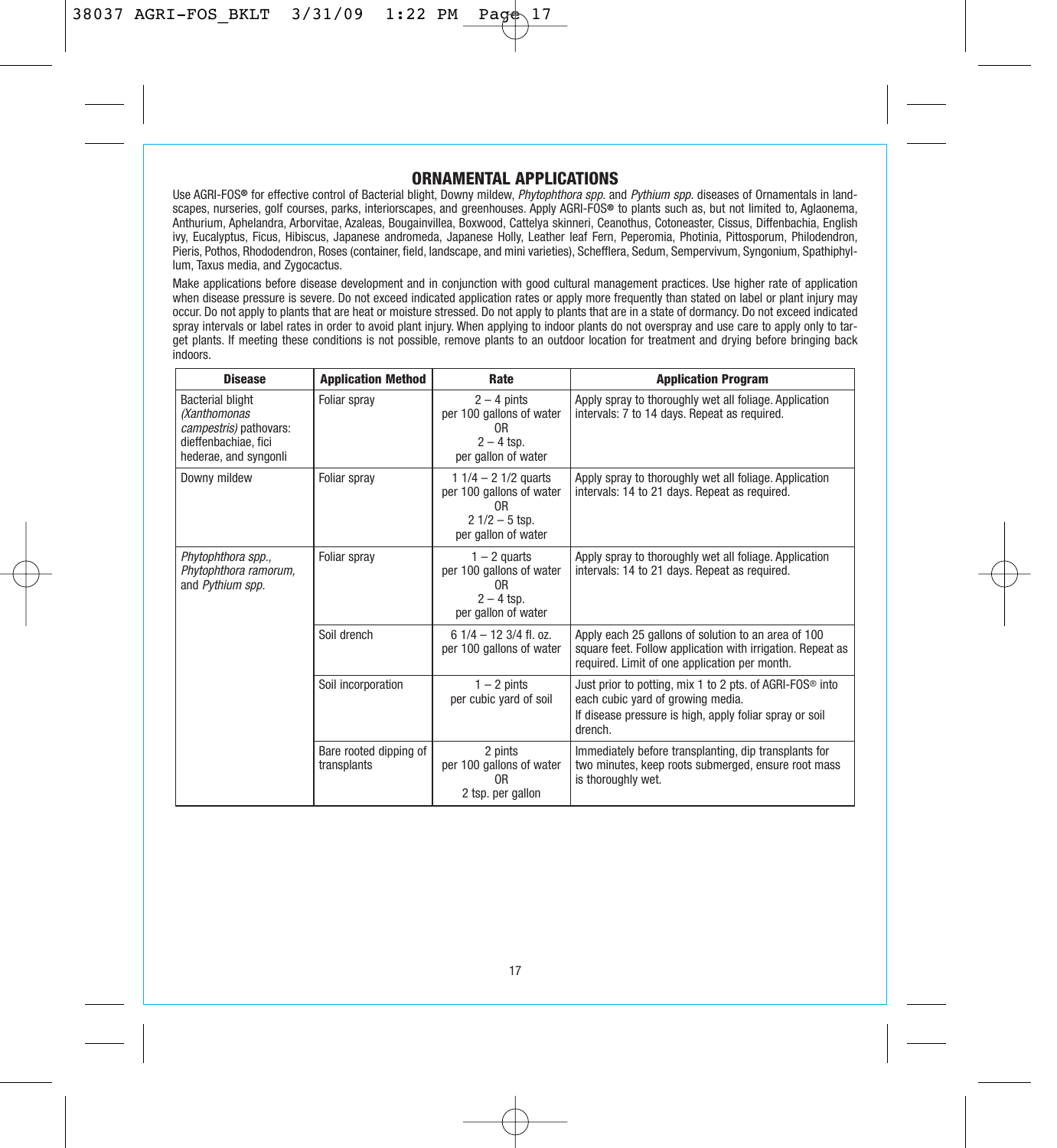## ORNAMENTAL APPLICATIONS

Use AGRI-FOS® for effective control of Bacterial blight, Downy mildew, *Phytophthora spp.* and *Pythium spp.* diseases of Ornamentals in landscapes, nurseries, golf courses, parks, interiorscapes, and greenhouses. Apply AGRI-FOS® to plants such as, but not limited to, Aglaonema, Anthurium, Aphelandra, Arborvitae, Azaleas, Bougainvillea, Boxwood, Cattelya skinneri, Ceanothus, Cotoneaster, Cissus, Diffenbachia, English ivy, Eucalyptus, Ficus, Hibiscus, Japanese andromeda, Japanese Holly, Leather leaf Fern, Peperomia, Photinia, Pittosporum, Philodendron, Pieris, Pothos, Rhododendron, Roses (container, field, landscape, and mini varieties), Schefflera, Sedum, Sempervivum, Syngonium, Spathiphyllum, Taxus media, and Zygocactus.

Make applications before disease development and in conjunction with good cultural management practices. Use higher rate of application when disease pressure is severe. Do not exceed indicated application rates or apply more frequently than stated on label or plant injury may occur. Do not apply to plants that are heat or moisture stressed. Do not apply to plants that are in a state of dormancy. Do not exceed indicated spray intervals or label rates in order to avoid plant injury. When applying to indoor plants do not overspray and use care to apply only to target plants. If meeting these conditions is not possible, remove plants to an outdoor location for treatment and drying before bringing back indoors.

| Disease | Application Method | Rate | Application Program |
|---|---|---|---|
| Bacterial blight *(Xanthomonas campestris)* pathovars: dieffenbachiae, fici hederae, and syngonli | Foliar spray | 2 – 4 pints per 100 gallons of water OR 2 – 4 tsp. per gallon of water | Apply spray to thoroughly wet all foliage. Application intervals: 7 to 14 days. Repeat as required. |
| Downy mildew | Foliar spray | 1 1/4 – 2 1/2 quarts per 100 gallons of water OR 2 1/2 – 5 tsp. per gallon of water | Apply spray to thoroughly wet all foliage. Application intervals: 14 to 21 days. Repeat as required. |
| *Phytophthora spp., Phytophthora ramorum,* and *Pythium spp.* | Foliar spray | 1 – 2 quarts per 100 gallons of water OR 2 – 4 tsp. per gallon of water | Apply spray to thoroughly wet all foliage. Application intervals: 14 to 21 days. Repeat as required. |
| | Soil drench | 6 1/4 – 12 3/4 fl. oz. per 100 gallons of water | Apply each 25 gallons of solution to an area of 100 square feet. Follow application with irrigation. Repeat as required. Limit of one application per month. |
| | Soil incorporation | 1 – 2 pints per cubic yard of soil | Just prior to potting, mix 1 to 2 pts. of AGRI-FOS® into each cubic yard of growing media. If disease pressure is high, apply foliar spray or soil drench. |
| | Bare rooted dipping of transplants | 2 pints per 100 gallons of water OR 2 tsp. per gallon | Immediately before transplanting, dip transplants for two minutes, keep roots submerged, ensure root mass is thoroughly wet. |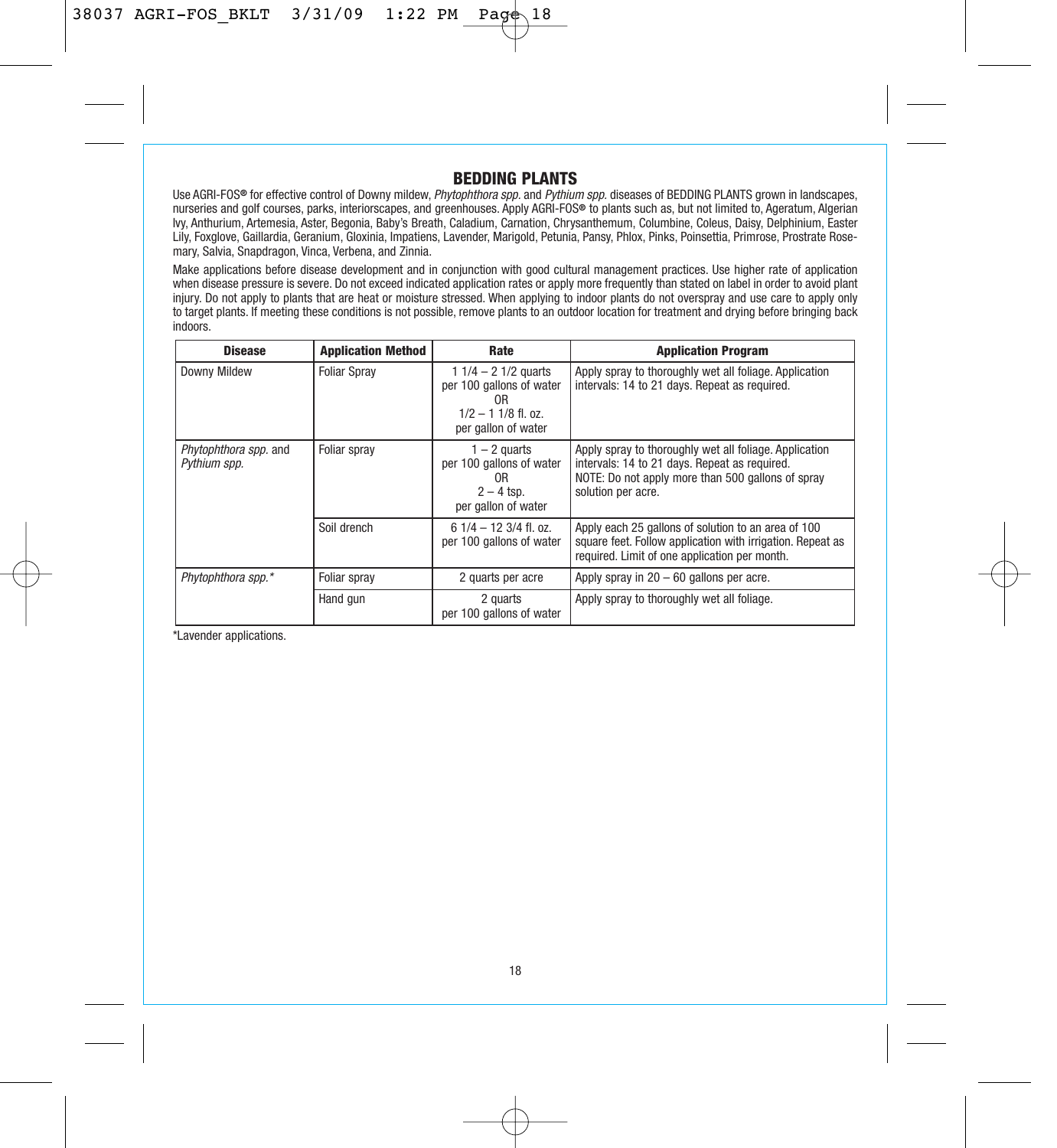## BEDDING PLANTS

Use AGRI-FOS® for effective control of Downy mildew, *Phytophthora spp.* and *Pythium spp.* diseases of BEDDING PLANTS grown in landscapes, nurseries and golf courses, parks, interiorscapes, and greenhouses. Apply AGRI-FOS® to plants such as, but not limited to, Ageratum, Algerian Ivy, Anthurium, Artemesia, Aster, Begonia, Baby's Breath, Caladium, Carnation, Chrysanthemum, Columbine, Coleus, Daisy, Delphinium, Easter Lily, Foxglove, Gaillardia, Geranium, Gloxinia, Impatiens, Lavender, Marigold, Petunia, Pansy, Phlox, Pinks, Poinsettia, Primrose, Prostrate Rosemary, Salvia, Snapdragon, Vinca, Verbena, and Zinnia.

Make applications before disease development and in conjunction with good cultural management practices. Use higher rate of application when disease pressure is severe. Do not exceed indicated application rates or apply more frequently than stated on label in order to avoid plant injury. Do not apply to plants that are heat or moisture stressed. When applying to indoor plants do not overspray and use care to apply only to target plants. If meeting these conditions is not possible, remove plants to an outdoor location for treatment and drying before bringing back indoors.

| Disease | Application Method | Rate | Application Program |
|---|---|---|---|
| Downy Mildew | Foliar Spray | 1 1/4 – 2 1/2 quarts per 100 gallons of water OR 1/2 – 1 1/8 fl. oz. per gallon of water | Apply spray to thoroughly wet all foliage. Application intervals: 14 to 21 days. Repeat as required. |
| *Phytophthora spp.* and *Pythium spp.* | Foliar spray | 1 – 2 quarts per 100 gallons of water OR 2 – 4 tsp. per gallon of water | Apply spray to thoroughly wet all foliage. Application intervals: 14 to 21 days. Repeat as required. NOTE: Do not apply more than 500 gallons of spray solution per acre. |
| | Soil drench | 6 1/4 – 12 3/4 fl. oz. per 100 gallons of water | Apply each 25 gallons of solution to an area of 100 square feet. Follow application with irrigation. Repeat as required. Limit of one application per month. |
| *Phytophthora spp.** | Foliar spray | 2 quarts per acre | Apply spray in 20 – 60 gallons per acre. |
| | Hand gun | 2 quarts per 100 gallons of water | Apply spray to thoroughly wet all foliage. |

*Lavender applications.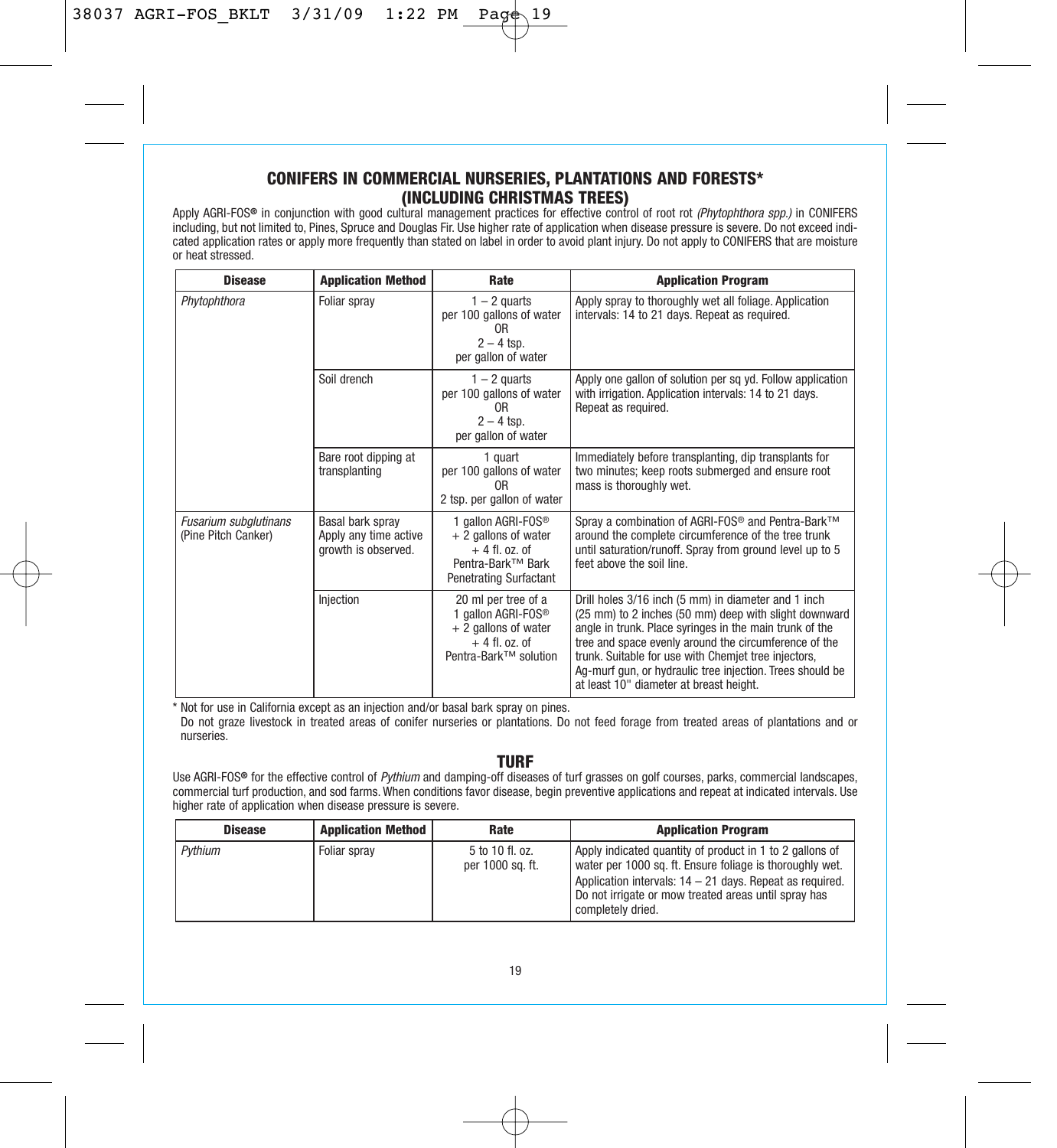## CONIFERS IN COMMERCIAL NURSERIES, PLANTATIONS AND FORESTS* (INCLUDING CHRISTMAS TREES)

Apply AGRI-FOS® in conjunction with good cultural management practices for effective control of root rot *(Phytophthora spp.)* in CONIFERS including, but not limited to, Pines, Spruce and Douglas Fir. Use higher rate of application when disease pressure is severe. Do not exceed indicated application rates or apply more frequently than stated on label in order to avoid plant injury. Do not apply to CONIFERS that are moisture or heat stressed.

| Disease | Application Method | Rate | Application Program |
|---|---|---|---|
| *Phytophthora* | Foliar spray | 1 – 2 quarts per 100 gallons of water OR 2 – 4 tsp. per gallon of water | Apply spray to thoroughly wet all foliage. Application intervals: 14 to 21 days. Repeat as required. |
| | Soil drench | 1 – 2 quarts per 100 gallons of water OR 2 – 4 tsp. per gallon of water | Apply one gallon of solution per sq yd. Follow application with irrigation. Application intervals: 14 to 21 days. Repeat as required. |
| | Bare root dipping at transplanting | 1 quart per 100 gallons of water OR 2 tsp. per gallon of water | Immediately before transplanting, dip transplants for two minutes; keep roots submerged and ensure root mass is thoroughly wet. |
| *Fusarium subglutinans* (Pine Pitch Canker) | Basal bark spray Apply any time active growth is observed. | 1 gallon AGRI-FOS® + 2 gallons of water + 4 fl. oz. of Pentra-Bark™ Bark Penetrating Surfactant | Spray a combination of AGRI-FOS® and Pentra-Bark™ around the complete circumference of the tree trunk until saturation/runoff. Spray from ground level up to 5 feet above the soil line. |
| | Injection | 20 ml per tree of a 1 gallon AGRI-FOS® + 2 gallons of water + 4 fl. oz. of Pentra-Bark™ solution | Drill holes 3/16 inch (5 mm) in diameter and 1 inch (25 mm) to 2 inches (50 mm) deep with slight downward angle in trunk. Place syringes in the main trunk of the tree and space evenly around the circumference of the trunk. Suitable for use with Chemjet tree injectors, Ag-murf gun, or hydraulic tree injection. Trees should be at least 10" diameter at breast height. |

\* Not for use in California except as an injection and/or basal bark spray on pines.
Do not graze livestock in treated areas of conifer nurseries or plantations. Do not feed forage from treated areas of plantations and or nurseries.

## TURF

Use AGRI-FOS® for the effective control of *Pythium* and damping-off diseases of turf grasses on golf courses, parks, commercial landscapes, commercial turf production, and sod farms. When conditions favor disease, begin preventive applications and repeat at indicated intervals. Use higher rate of application when disease pressure is severe.

| Disease | Application Method | Rate | Application Program |
|---|---|---|---|
| *Pythium* | Foliar spray | 5 to 10 fl. oz. per 1000 sq. ft. | Apply indicated quantity of product in 1 to 2 gallons of water per 1000 sq. ft. Ensure foliage is thoroughly wet. Application intervals: 14 – 21 days. Repeat as required. Do not irrigate or mow treated areas until spray has completely dried. |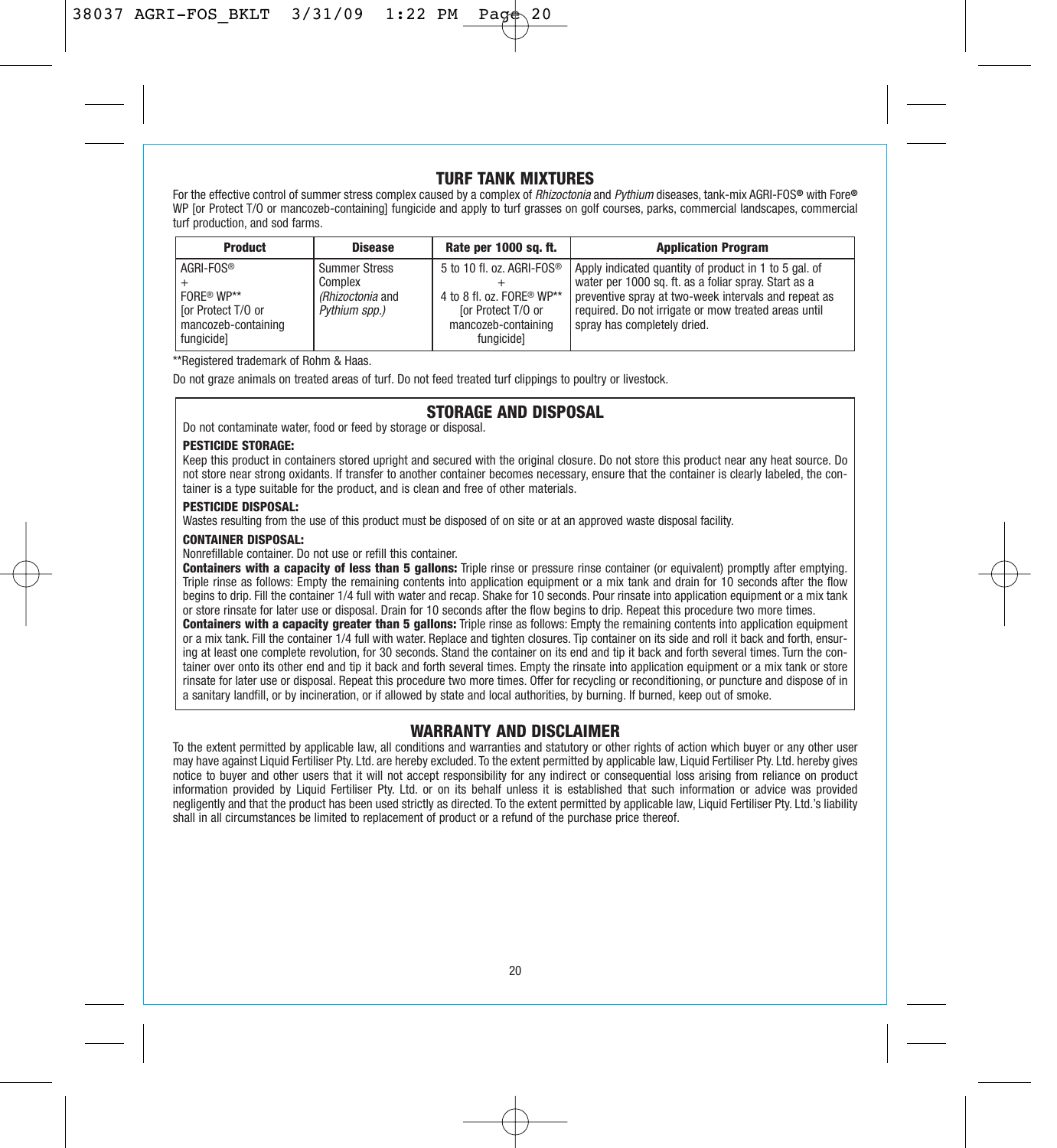## TURF TANK MIXTURES

For the effective control of summer stress complex caused by a complex of *Rhizoctonia* and *Pythium* diseases, tank-mix AGRI-FOS® with Fore® WP [or Protect T/O or mancozeb-containing] fungicide and apply to turf grasses on golf courses, parks, commercial landscapes, commercial turf production, and sod farms.

| Product | Disease | Rate per 1000 sq. ft. | Application Program |
|---|---|---|---|
| AGRI-FOS® + FORE® WP** [or Protect T/O or mancozeb-containing fungicide] | Summer Stress Complex (*Rhizoctonia* and *Pythium spp.)* | 5 to 10 fl. oz. AGRI-FOS® + 4 to 8 fl. oz. FORE® WP** [or Protect T/O or mancozeb-containing fungicide] | Apply indicated quantity of product in 1 to 5 gal. of water per 1000 sq. ft. as a foliar spray. Start as a preventive spray at two-week intervals and repeat as required. Do not irrigate or mow treated areas until spray has completely dried. |

**Registered trademark of Rohm & Haas.

Do not graze animals on treated areas of turf. Do not feed treated turf clippings to poultry or livestock.

## STORAGE AND DISPOSAL

Do not contaminate water, food or feed by storage or disposal.

**PESTICIDE STORAGE:**

Keep this product in containers stored upright and secured with the original closure. Do not store this product near any heat source. Do not store near strong oxidants. If transfer to another container becomes necessary, ensure that the container is clearly labeled, the container is a type suitable for the product, and is clean and free of other materials.

**PESTICIDE DISPOSAL:**

Wastes resulting from the use of this product must be disposed of on site or at an approved waste disposal facility.

**CONTAINER DISPOSAL:**

Nonrefillable container. Do not use or refill this container.

**Containers with a capacity of less than 5 gallons:** Triple rinse or pressure rinse container (or equivalent) promptly after emptying. Triple rinse as follows: Empty the remaining contents into application equipment or a mix tank and drain for 10 seconds after the flow begins to drip. Fill the container 1/4 full with water and recap. Shake for 10 seconds. Pour rinsate into application equipment or a mix tank or store rinsate for later use or disposal. Drain for 10 seconds after the flow begins to drip. Repeat this procedure two more times.

**Containers with a capacity greater than 5 gallons:** Triple rinse as follows: Empty the remaining contents into application equipment or a mix tank. Fill the container 1/4 full with water. Replace and tighten closures. Tip container on its side and roll it back and forth, ensuring at least one complete revolution, for 30 seconds. Stand the container on its end and tip it back and forth several times. Turn the container over onto its other end and tip it back and forth several times. Empty the rinsate into application equipment or a mix tank or store rinsate for later use or disposal. Repeat this procedure two more times. Offer for recycling or reconditioning, or puncture and dispose of in a sanitary landfill, or by incineration, or if allowed by state and local authorities, by burning. If burned, keep out of smoke.

## WARRANTY AND DISCLAIMER

To the extent permitted by applicable law, all conditions and warranties and statutory or other rights of action which buyer or any other user may have against Liquid Fertiliser Pty. Ltd. are hereby excluded. To the extent permitted by applicable law, Liquid Fertiliser Pty. Ltd. hereby gives notice to buyer and other users that it will not accept responsibility for any indirect or consequential loss arising from reliance on product information provided by Liquid Fertiliser Pty. Ltd. or on its behalf unless it is established that such information or advice was provided negligently and that the product has been used strictly as directed. To the extent permitted by applicable law, Liquid Fertiliser Pty. Ltd.'s liability shall in all circumstances be limited to replacement of product or a refund of the purchase price thereof.